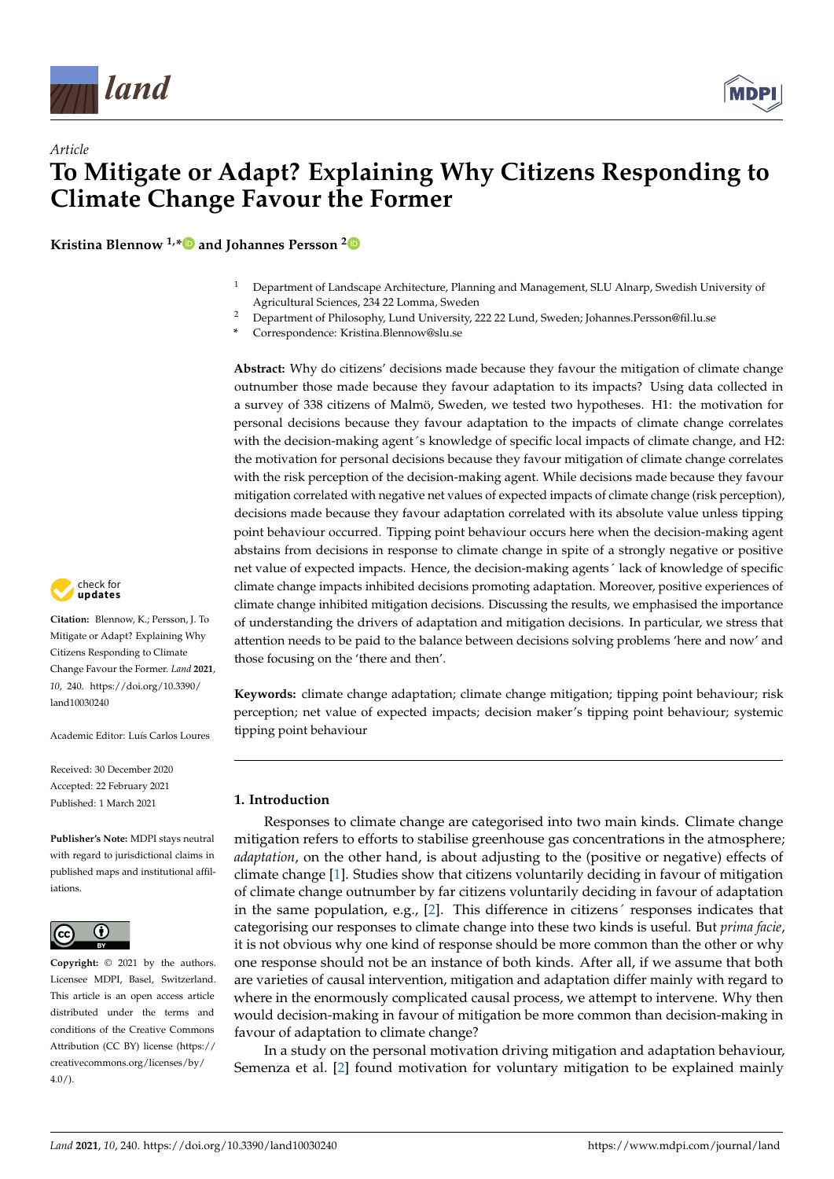*Article*

# To Mitigate or Adapt? Explaining Why Citizens Responding to Climate Change Favour the Former

**Kristina Blennow [1,*] and Johannes Persson [2]**

[1] Department of Landscape Architecture, Planning and Management, SLU Alnarp, Swedish University of Agricultural Sciences, 234 22 Lomma, Sweden

[2] Department of Philosophy, Lund University, 222 22 Lund, Sweden; Johannes.Persson@fil.lu.se

[*] Correspondence: Kristina.Blennow@slu.se

**Abstract:** Why do citizens' decisions made because they favour the mitigation of climate change outnumber those made because they favour adaptation to its impacts? Using data collected in a survey of 338 citizens of Malmö, Sweden, we tested two hypotheses. H1: the motivation for personal decisions because they favour adaptation to the impacts of climate change correlates with the decision-making agent´s knowledge of specific local impacts of climate change, and H2: the motivation for personal decisions because they favour mitigation of climate change correlates with the risk perception of the decision-making agent. While decisions made because they favour mitigation correlated with negative net values of expected impacts of climate change (risk perception), decisions made because they favour adaptation correlated with its absolute value unless tipping point behaviour occurred. Tipping point behaviour occurs here when the decision-making agent abstains from decisions in response to climate change in spite of a strongly negative or positive net value of expected impacts. Hence, the decision-making agents´ lack of knowledge of specific climate change impacts inhibited decisions promoting adaptation. Moreover, positive experiences of climate change inhibited mitigation decisions. Discussing the results, we emphasised the importance of understanding the drivers of adaptation and mitigation decisions. In particular, we stress that attention needs to be paid to the balance between decisions solving problems 'here and now' and those focusing on the 'there and then'.

**Keywords:** climate change adaptation; climate change mitigation; tipping point behaviour; risk perception; net value of expected impacts; decision maker's tipping point behaviour; systemic tipping point behaviour

**Citation:** Blennow, K.; Persson, J. To Mitigate or Adapt? Explaining Why Citizens Responding to Climate Change Favour the Former. *Land* **2021**, *10*, 240. https://doi.org/10.3390/land10030240

Academic Editor: Luís Carlos Loures

Received: 30 December 2020
Accepted: 22 February 2021
Published: 1 March 2021

**Publisher's Note:** MDPI stays neutral with regard to jurisdictional claims in published maps and institutional affiliations.

**Copyright:** © 2021 by the authors. Licensee MDPI, Basel, Switzerland. This article is an open access article distributed under the terms and conditions of the Creative Commons Attribution (CC BY) license (https://creativecommons.org/licenses/by/4.0/).

## 1. Introduction

Responses to climate change are categorised into two main kinds. Climate change mitigation refers to efforts to stabilise greenhouse gas concentrations in the atmosphere; *adaptation*, on the other hand, is about adjusting to the (positive or negative) effects of climate change [1]. Studies show that citizens voluntarily deciding in favour of mitigation of climate change outnumber by far citizens voluntarily deciding in favour of adaptation in the same population, e.g., [2]. This difference in citizens´ responses indicates that categorising our responses to climate change into these two kinds is useful. But *prima facie*, it is not obvious why one kind of response should be more common than the other or why one response should not be an instance of both kinds. After all, if we assume that both are varieties of causal intervention, mitigation and adaptation differ mainly with regard to where in the enormously complicated causal process, we attempt to intervene. Why then would decision-making in favour of mitigation be more common than decision-making in favour of adaptation to climate change?

In a study on the personal motivation driving mitigation and adaptation behaviour, Semenza et al. [2] found motivation for voluntary mitigation to be explained mainly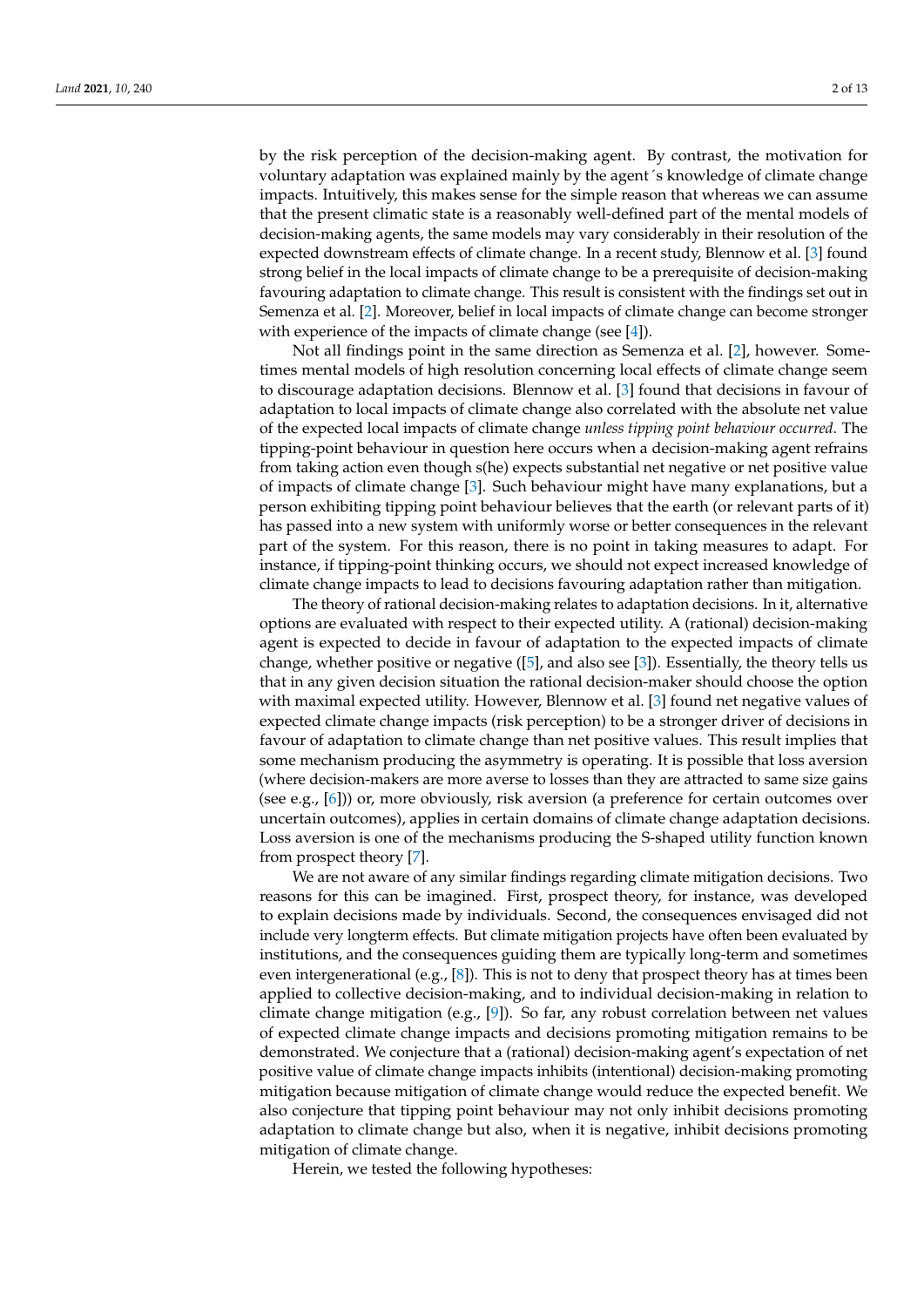by the risk perception of the decision-making agent. By contrast, the motivation for voluntary adaptation was explained mainly by the agent´s knowledge of climate change impacts. Intuitively, this makes sense for the simple reason that whereas we can assume that the present climatic state is a reasonably well-defined part of the mental models of decision-making agents, the same models may vary considerably in their resolution of the expected downstream effects of climate change. In a recent study, Blennow et al. [3] found strong belief in the local impacts of climate change to be a prerequisite of decision-making favouring adaptation to climate change. This result is consistent with the findings set out in Semenza et al. [2]. Moreover, belief in local impacts of climate change can become stronger with experience of the impacts of climate change (see [4]).

Not all findings point in the same direction as Semenza et al. [2], however. Sometimes mental models of high resolution concerning local effects of climate change seem to discourage adaptation decisions. Blennow et al. [3] found that decisions in favour of adaptation to local impacts of climate change also correlated with the absolute net value of the expected local impacts of climate change *unless tipping point behaviour occurred*. The tipping-point behaviour in question here occurs when a decision-making agent refrains from taking action even though s(he) expects substantial net negative or net positive value of impacts of climate change [3]. Such behaviour might have many explanations, but a person exhibiting tipping point behaviour believes that the earth (or relevant parts of it) has passed into a new system with uniformly worse or better consequences in the relevant part of the system. For this reason, there is no point in taking measures to adapt. For instance, if tipping-point thinking occurs, we should not expect increased knowledge of climate change impacts to lead to decisions favouring adaptation rather than mitigation.

The theory of rational decision-making relates to adaptation decisions. In it, alternative options are evaluated with respect to their expected utility. A (rational) decision-making agent is expected to decide in favour of adaptation to the expected impacts of climate change, whether positive or negative ([5], and also see [3]). Essentially, the theory tells us that in any given decision situation the rational decision-maker should choose the option with maximal expected utility. However, Blennow et al. [3] found net negative values of expected climate change impacts (risk perception) to be a stronger driver of decisions in favour of adaptation to climate change than net positive values. This result implies that some mechanism producing the asymmetry is operating. It is possible that loss aversion (where decision-makers are more averse to losses than they are attracted to same size gains (see e.g., [6])) or, more obviously, risk aversion (a preference for certain outcomes over uncertain outcomes), applies in certain domains of climate change adaptation decisions. Loss aversion is one of the mechanisms producing the S-shaped utility function known from prospect theory [7].

We are not aware of any similar findings regarding climate mitigation decisions. Two reasons for this can be imagined. First, prospect theory, for instance, was developed to explain decisions made by individuals. Second, the consequences envisaged did not include very longterm effects. But climate mitigation projects have often been evaluated by institutions, and the consequences guiding them are typically long-term and sometimes even intergenerational (e.g., [8]). This is not to deny that prospect theory has at times been applied to collective decision-making, and to individual decision-making in relation to climate change mitigation (e.g., [9]). So far, any robust correlation between net values of expected climate change impacts and decisions promoting mitigation remains to be demonstrated. We conjecture that a (rational) decision-making agent's expectation of net positive value of climate change impacts inhibits (intentional) decision-making promoting mitigation because mitigation of climate change would reduce the expected benefit. We also conjecture that tipping point behaviour may not only inhibit decisions promoting adaptation to climate change but also, when it is negative, inhibit decisions promoting mitigation of climate change.

Herein, we tested the following hypotheses: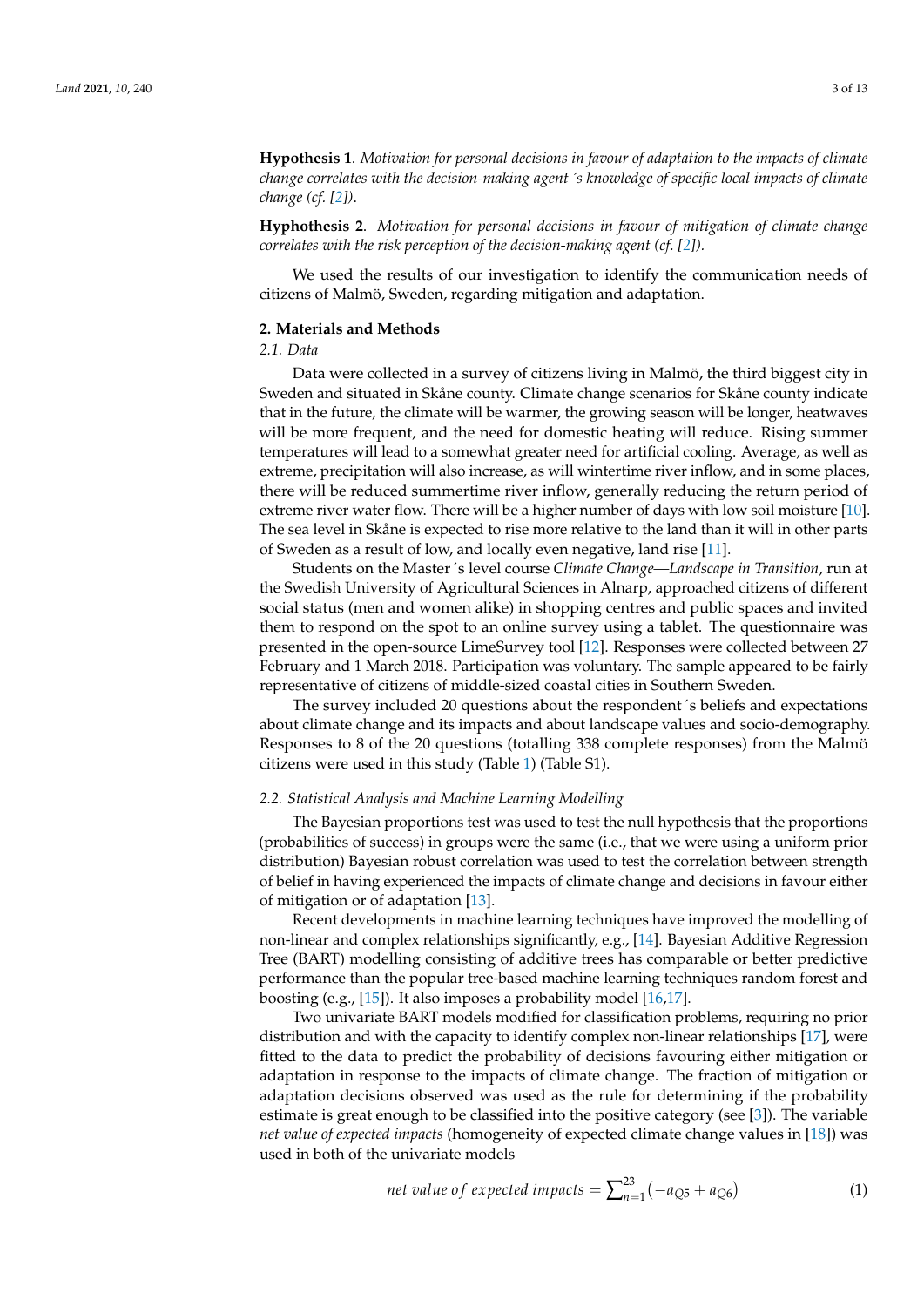**Hypothesis 1**. *Motivation for personal decisions in favour of adaptation to the impacts of climate change correlates with the decision-making agent´s knowledge of specific local impacts of climate change (cf. [2]).*

**Hyphothesis 2**. *Motivation for personal decisions in favour of mitigation of climate change correlates with the risk perception of the decision-making agent (cf. [2]).*

We used the results of our investigation to identify the communication needs of citizens of Malmö, Sweden, regarding mitigation and adaptation.

## 2. Materials and Methods

### 2.1. Data

Data were collected in a survey of citizens living in Malmö, the third biggest city in Sweden and situated in Skåne county. Climate change scenarios for Skåne county indicate that in the future, the climate will be warmer, the growing season will be longer, heatwaves will be more frequent, and the need for domestic heating will reduce. Rising summer temperatures will lead to a somewhat greater need for artificial cooling. Average, as well as extreme, precipitation will also increase, as will wintertime river inflow, and in some places, there will be reduced summertime river inflow, generally reducing the return period of extreme river water flow. There will be a higher number of days with low soil moisture [10]. The sea level in Skåne is expected to rise more relative to the land than it will in other parts of Sweden as a result of low, and locally even negative, land rise [11].

Students on the Master´s level course *Climate Change—Landscape in Transition*, run at the Swedish University of Agricultural Sciences in Alnarp, approached citizens of different social status (men and women alike) in shopping centres and public spaces and invited them to respond on the spot to an online survey using a tablet. The questionnaire was presented in the open-source LimeSurvey tool [12]. Responses were collected between 27 February and 1 March 2018. Participation was voluntary. The sample appeared to be fairly representative of citizens of middle-sized coastal cities in Southern Sweden.

The survey included 20 questions about the respondent´s beliefs and expectations about climate change and its impacts and about landscape values and socio-demography. Responses to 8 of the 20 questions (totalling 338 complete responses) from the Malmö citizens were used in this study (Table 1) (Table S1).

### 2.2. Statistical Analysis and Machine Learning Modelling

The Bayesian proportions test was used to test the null hypothesis that the proportions (probabilities of success) in groups were the same (i.e., that we were using a uniform prior distribution) Bayesian robust correlation was used to test the correlation between strength of belief in having experienced the impacts of climate change and decisions in favour either of mitigation or of adaptation [13].

Recent developments in machine learning techniques have improved the modelling of non-linear and complex relationships significantly, e.g., [14]. Bayesian Additive Regression Tree (BART) modelling consisting of additive trees has comparable or better predictive performance than the popular tree-based machine learning techniques random forest and boosting (e.g., [15]). It also imposes a probability model [16,17].

Two univariate BART models modified for classification problems, requiring no prior distribution and with the capacity to identify complex non-linear relationships [17], were fitted to the data to predict the probability of decisions favouring either mitigation or adaptation in response to the impacts of climate change. The fraction of mitigation or adaptation decisions observed was used as the rule for determining if the probability estimate is great enough to be classified into the positive category (see [3]). The variable *net value of expected impacts* (homogeneity of expected climate change values in [18]) was used in both of the univariate models

$$net\ value\ of\ expected\ impacts = \sum_{n=1}^{23} \left(-a_{Q5} + a_{Q6}\right) \quad (1)$$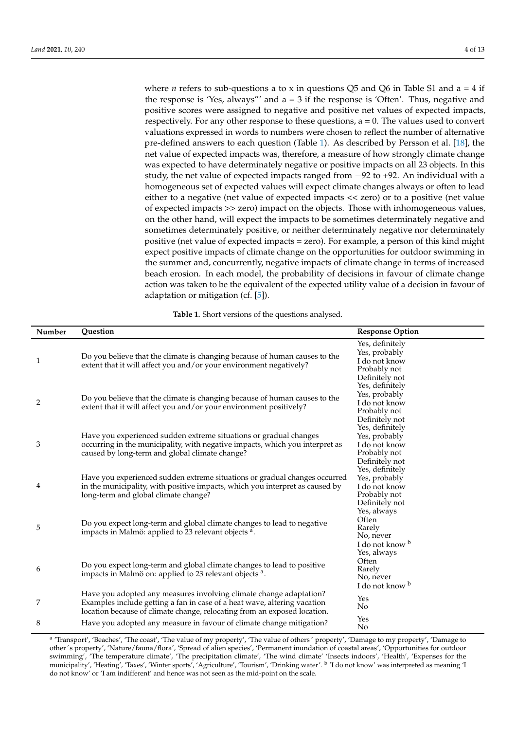where $n$ refers to sub-questions a to x in questions Q5 and Q6 in Table S1 and a = 4 if the response is 'Yes, always"' and a = 3 if the response is 'Often'. Thus, negative and positive scores were assigned to negative and positive net values of expected impacts, respectively. For any other response to these questions, a = 0. The values used to convert valuations expressed in words to numbers were chosen to reflect the number of alternative pre-defined answers to each question (Table 1). As described by Persson et al. [18], the net value of expected impacts was, therefore, a measure of how strongly climate change was expected to have determinately negative or positive impacts on all 23 objects. In this study, the net value of expected impacts ranged from −92 to +92. An individual with a homogeneous set of expected values will expect climate changes always or often to lead either to a negative (net value of expected impacts << zero) or to a positive (net value of expected impacts >> zero) impact on the objects. Those with inhomogeneous values, on the other hand, will expect the impacts to be sometimes determinately negative and sometimes determinately positive, or neither determinately negative nor determinately positive (net value of expected impacts = zero). For example, a person of this kind might expect positive impacts of climate change on the opportunities for outdoor swimming in the summer and, concurrently, negative impacts of climate change in terms of increased beach erosion. In each model, the probability of decisions in favour of climate change action was taken to be the equivalent of the expected utility value of a decision in favour of adaptation or mitigation (cf. [5]).

**Table 1.** Short versions of the questions analysed.

| Number | Question | Response Option |
|---|---|---|
| 1 | Do you believe that the climate is changing because of human causes to the extent that it will affect you and/or your environment negatively? | Yes, definitely<br>Yes, probably<br>I do not know<br>Probably not<br>Definitely not |
| 2 | Do you believe that the climate is changing because of human causes to the extent that it will affect you and/or your environment positively? | Yes, definitely<br>Yes, probably<br>I do not know<br>Probably not<br>Definitely not |
| 3 | Have you experienced sudden extreme situations or gradual changes occurring in the municipality, with negative impacts, which you interpret as caused by long-term and global climate change? | Yes, definitely<br>Yes, probably<br>I do not know<br>Probably not<br>Definitely not |
| 4 | Have you experienced sudden extreme situations or gradual changes occurred in the municipality, with positive impacts, which you interpret as caused by long-term and global climate change? | Yes, definitely<br>Yes, probably<br>I do not know<br>Probably not<br>Definitely not |
| 5 | Do you expect long-term and global climate changes to lead to negative impacts in Malmö: applied to 23 relevant objects [a]. | Yes, always<br>Often<br>Rarely<br>No, never<br>I do not know [b] |
| 6 | Do you expect long-term and global climate changes to lead to positive impacts in Malmö on: applied to 23 relevant objects [a]. | Yes, always<br>Often<br>Rarely<br>No, never<br>I do not know [b] |
| 7 | Have you adopted any measures involving climate change adaptation? Examples include getting a fan in case of a heat wave, altering vacation location because of climate change, relocating from an exposed location. | Yes<br>No |
| 8 | Have you adopted any measure in favour of climate change mitigation? | Yes<br>No |

[a] 'Transport', 'Beaches', 'The coast', 'The value of my property', 'The value of others´ property', 'Damage to my property', 'Damage to other´s property', 'Nature/fauna/flora', 'Spread of alien species', 'Permanent inundation of coastal areas', 'Opportunities for outdoor swimming', 'The temperature climate', 'The precipitation climate', 'The wind climate' 'Insects indoors', 'Health', 'Expenses for the municipality', 'Heating', 'Taxes', 'Winter sports', 'Agriculture', 'Tourism', 'Drinking water'. [b] 'I do not know' was interpreted as meaning 'I do not know' or 'I am indifferent' and hence was not seen as the mid-point on the scale.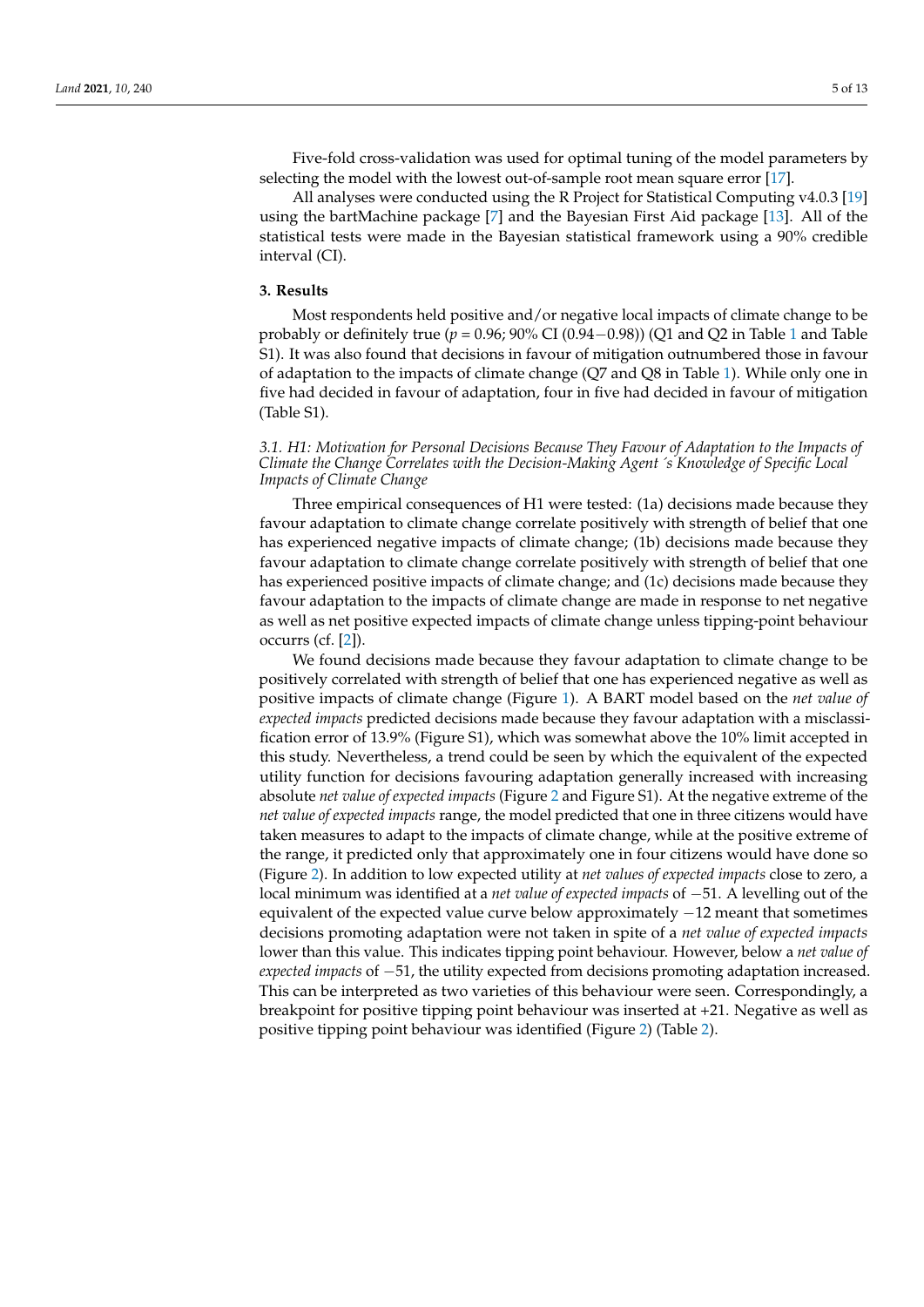Five-fold cross-validation was used for optimal tuning of the model parameters by selecting the model with the lowest out-of-sample root mean square error [17].

All analyses were conducted using the R Project for Statistical Computing v4.0.3 [19] using the bartMachine package [7] and the Bayesian First Aid package [13]. All of the statistical tests were made in the Bayesian statistical framework using a 90% credible interval (CI).

## 3. Results

Most respondents held positive and/or negative local impacts of climate change to be probably or definitely true ($p = 0.96$; 90% CI (0.94−0.98)) (Q1 and Q2 in Table 1 and Table S1). It was also found that decisions in favour of mitigation outnumbered those in favour of adaptation to the impacts of climate change (Q7 and Q8 in Table 1). While only one in five had decided in favour of adaptation, four in five had decided in favour of mitigation (Table S1).

### *3.1. H1: Motivation for Personal Decisions Because They Favour of Adaptation to the Impacts of Climate the Change Correlates with the Decision-Making Agent´s Knowledge of Specific Local Impacts of Climate Change*

Three empirical consequences of H1 were tested: (1a) decisions made because they favour adaptation to climate change correlate positively with strength of belief that one has experienced negative impacts of climate change; (1b) decisions made because they favour adaptation to climate change correlate positively with strength of belief that one has experienced positive impacts of climate change; and (1c) decisions made because they favour adaptation to the impacts of climate change are made in response to net negative as well as net positive expected impacts of climate change unless tipping-point behaviour occurrs (cf. [2]).

We found decisions made because they favour adaptation to climate change to be positively correlated with strength of belief that one has experienced negative as well as positive impacts of climate change (Figure 1). A BART model based on the *net value of expected impacts* predicted decisions made because they favour adaptation with a misclassification error of 13.9% (Figure S1), which was somewhat above the 10% limit accepted in this study. Nevertheless, a trend could be seen by which the equivalent of the expected utility function for decisions favouring adaptation generally increased with increasing absolute *net value of expected impacts* (Figure 2 and Figure S1). At the negative extreme of the *net value of expected impacts* range, the model predicted that one in three citizens would have taken measures to adapt to the impacts of climate change, while at the positive extreme of the range, it predicted only that approximately one in four citizens would have done so (Figure 2). In addition to low expected utility at *net values of expected impacts* close to zero, a local minimum was identified at a *net value of expected impacts* of −51. A levelling out of the equivalent of the expected value curve below approximately −12 meant that sometimes decisions promoting adaptation were not taken in spite of a *net value of expected impacts* lower than this value. This indicates tipping point behaviour. However, below a *net value of expected impacts* of −51, the utility expected from decisions promoting adaptation increased. This can be interpreted as two varieties of this behaviour were seen. Correspondingly, a breakpoint for positive tipping point behaviour was inserted at +21. Negative as well as positive tipping point behaviour was identified (Figure 2) (Table 2).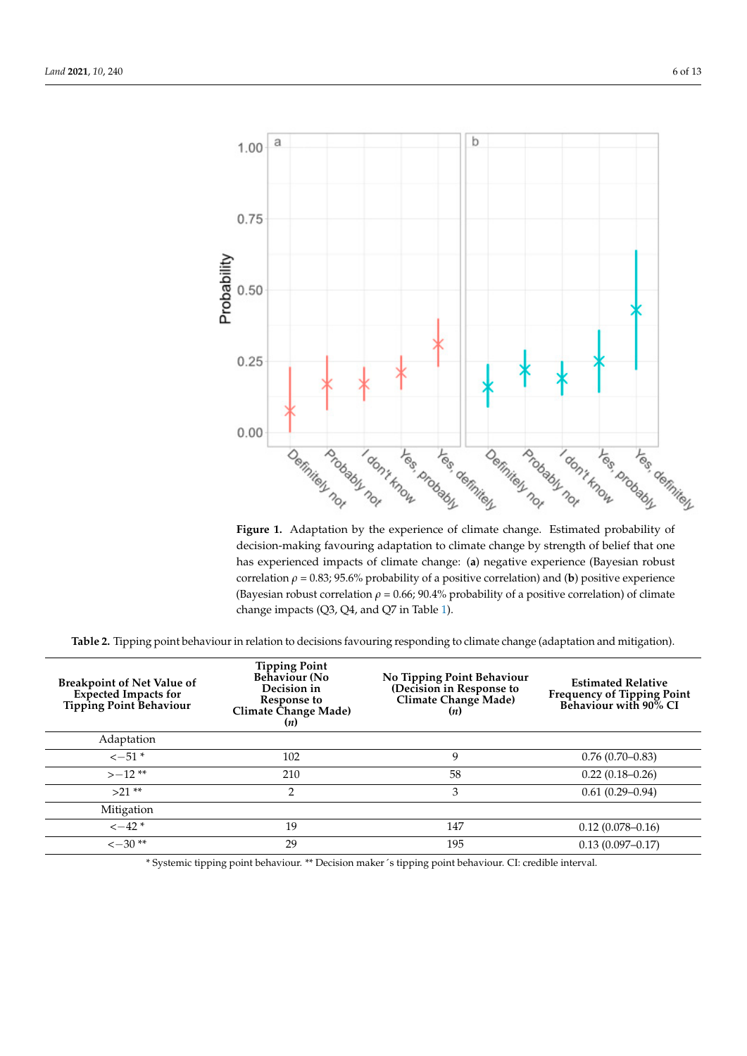**Figure 1.** Adaptation by the experience of climate change. Estimated probability of decision-making favouring adaptation to climate change by strength of belief that one has experienced impacts of climate change: (**a**) negative experience (Bayesian robust correlation $\rho = 0.83$; 95.6% probability of a positive correlation) and (**b**) positive experience (Bayesian robust correlation $\rho = 0.66$; 90.4% probability of a positive correlation) of climate change impacts (Q3, Q4, and Q7 in Table 1).

**Table 2.** Tipping point behaviour in relation to decisions favouring responding to climate change (adaptation and mitigation).

| Breakpoint of Net Value of Expected Impacts for Tipping Point Behaviour | Tipping Point Behaviour (No Decision in Response to Climate Change Made) (*n*) | No Tipping Point Behaviour (Decision in Response to Climate Change Made) (*n*) | Estimated Relative Frequency of Tipping Point Behaviour with 90% CI |
|---|---|---|---|
| Adaptation | | | |
| $<-51$ * | 102 | 9 | 0.76 (0.70–0.83) |
| $>-12$ ** | 210 | 58 | 0.22 (0.18–0.26) |
| $>21$ ** | 2 | 3 | 0.61 (0.29–0.94) |
| Mitigation | | | |
| $<-42$ * | 19 | 147 | 0.12 (0.078–0.16) |
| $<-30$ ** | 29 | 195 | 0.13 (0.097–0.17) |

* Systemic tipping point behaviour. ** Decision maker´s tipping point behaviour. CI: credible interval.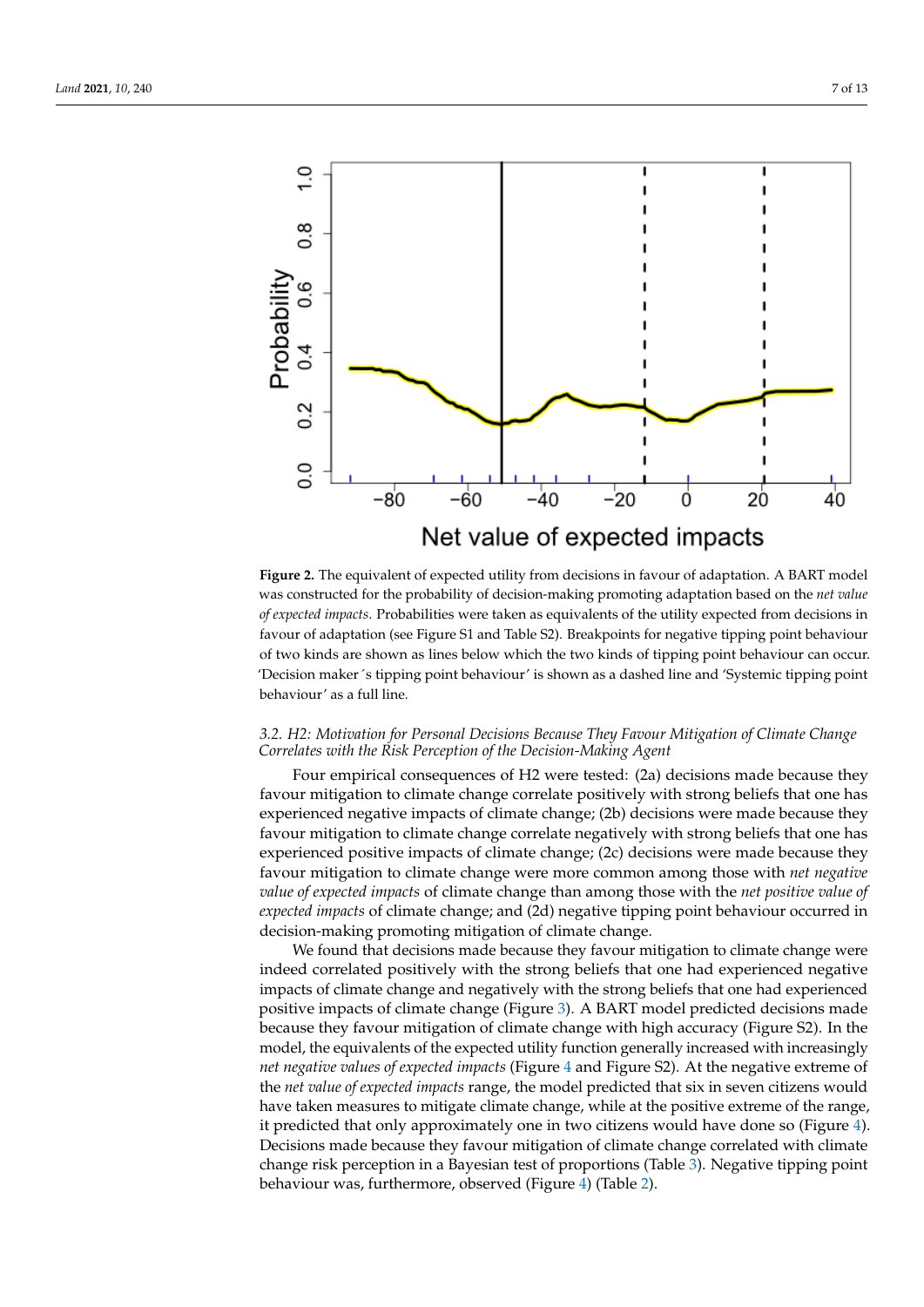**Figure 2.** The equivalent of expected utility from decisions in favour of adaptation. A BART model was constructed for the probability of decision-making promoting adaptation based on the *net value of expected impacts*. Probabilities were taken as equivalents of the utility expected from decisions in favour of adaptation (see Figure S1 and Table S2). Breakpoints for negative tipping point behaviour of two kinds are shown as lines below which the two kinds of tipping point behaviour can occur. 'Decision maker´s tipping point behaviour' is shown as a dashed line and 'Systemic tipping point behaviour' as a full line.

### 3.2. H2: Motivation for Personal Decisions Because They Favour Mitigation of Climate Change Correlates with the Risk Perception of the Decision-Making Agent

Four empirical consequences of H2 were tested: (2a) decisions made because they favour mitigation to climate change correlate positively with strong beliefs that one has experienced negative impacts of climate change; (2b) decisions were made because they favour mitigation to climate change correlate negatively with strong beliefs that one has experienced positive impacts of climate change; (2c) decisions were made because they favour mitigation to climate change were more common among those with *net negative value of expected impacts* of climate change than among those with the *net positive value of expected impacts* of climate change; and (2d) negative tipping point behaviour occurred in decision-making promoting mitigation of climate change.

We found that decisions made because they favour mitigation to climate change were indeed correlated positively with the strong beliefs that one had experienced negative impacts of climate change and negatively with the strong beliefs that one had experienced positive impacts of climate change (Figure 3). A BART model predicted decisions made because they favour mitigation of climate change with high accuracy (Figure S2). In the model, the equivalents of the expected utility function generally increased with increasingly *net negative values of expected impacts* (Figure 4 and Figure S2). At the negative extreme of the *net value of expected impacts* range, the model predicted that six in seven citizens would have taken measures to mitigate climate change, while at the positive extreme of the range, it predicted that only approximately one in two citizens would have done so (Figure 4). Decisions made because they favour mitigation of climate change correlated with climate change risk perception in a Bayesian test of proportions (Table 3). Negative tipping point behaviour was, furthermore, observed (Figure 4) (Table 2).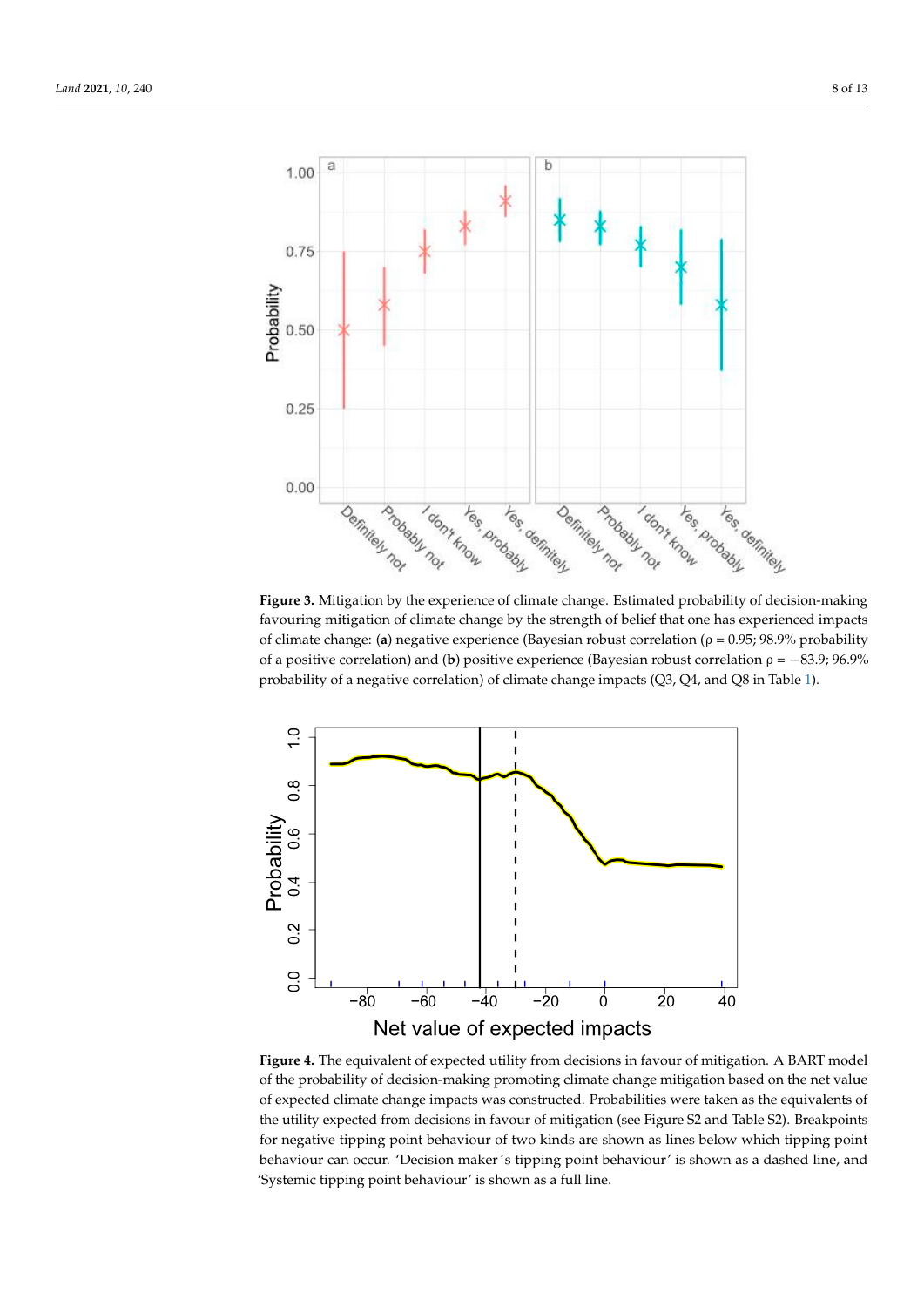**Figure 3.** Mitigation by the experience of climate change. Estimated probability of decision-making favouring mitigation of climate change by the strength of belief that one has experienced impacts of climate change: (**a**) negative experience (Bayesian robust correlation (ρ = 0.95; 98.9% probability of a positive correlation) and (**b**) positive experience (Bayesian robust correlation ρ = −83.9; 96.9% probability of a negative correlation) of climate change impacts (Q3, Q4, and Q8 in Table 1).

**Figure 4.** The equivalent of expected utility from decisions in favour of mitigation. A BART model of the probability of decision-making promoting climate change mitigation based on the net value of expected climate change impacts was constructed. Probabilities were taken as the equivalents of the utility expected from decisions in favour of mitigation (see Figure S2 and Table S2). Breakpoints for negative tipping point behaviour of two kinds are shown as lines below which tipping point behaviour can occur. 'Decision maker´s tipping point behaviour' is shown as a dashed line, and 'Systemic tipping point behaviour' is shown as a full line.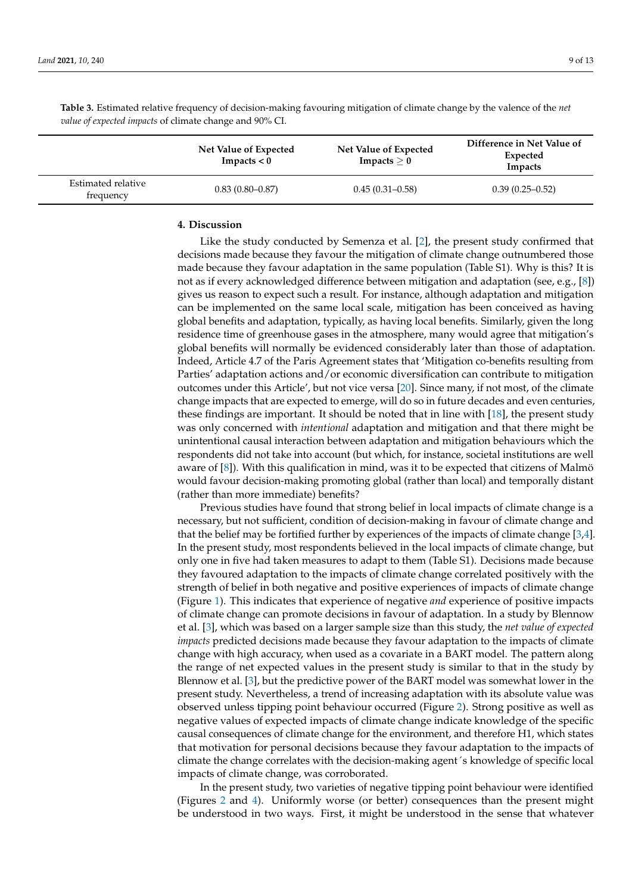**Table 3.** Estimated relative frequency of decision-making favouring mitigation of climate change by the valence of the *net value of expected impacts* of climate change and 90% CI.

| | Net Value of Expected Impacts < 0 | Net Value of Expected Impacts ≥ 0 | Difference in Net Value of Expected Impacts |
|---|---|---|---|
| Estimated relative frequency | 0.83 (0.80–0.87) | 0.45 (0.31–0.58) | 0.39 (0.25–0.52) |

## 4. Discussion

Like the study conducted by Semenza et al. [2], the present study confirmed that decisions made because they favour the mitigation of climate change outnumbered those made because they favour adaptation in the same population (Table S1). Why is this? It is not as if every acknowledged difference between mitigation and adaptation (see, e.g., [8]) gives us reason to expect such a result. For instance, although adaptation and mitigation can be implemented on the same local scale, mitigation has been conceived as having global benefits and adaptation, typically, as having local benefits. Similarly, given the long residence time of greenhouse gases in the atmosphere, many would agree that mitigation's global benefits will normally be evidenced considerably later than those of adaptation. Indeed, Article 4.7 of the Paris Agreement states that 'Mitigation co-benefits resulting from Parties' adaptation actions and/or economic diversification can contribute to mitigation outcomes under this Article', but not vice versa [20]. Since many, if not most, of the climate change impacts that are expected to emerge, will do so in future decades and even centuries, these findings are important. It should be noted that in line with [18], the present study was only concerned with *intentional* adaptation and mitigation and that there might be unintentional causal interaction between adaptation and mitigation behaviours which the respondents did not take into account (but which, for instance, societal institutions are well aware of [8]). With this qualification in mind, was it to be expected that citizens of Malmö would favour decision-making promoting global (rather than local) and temporally distant (rather than more immediate) benefits?

Previous studies have found that strong belief in local impacts of climate change is a necessary, but not sufficient, condition of decision-making in favour of climate change and that the belief may be fortified further by experiences of the impacts of climate change [3,4]. In the present study, most respondents believed in the local impacts of climate change, but only one in five had taken measures to adapt to them (Table S1). Decisions made because they favoured adaptation to the impacts of climate change correlated positively with the strength of belief in both negative and positive experiences of impacts of climate change (Figure 1). This indicates that experience of negative *and* experience of positive impacts of climate change can promote decisions in favour of adaptation. In a study by Blennow et al. [3], which was based on a larger sample size than this study, the *net value of expected impacts* predicted decisions made because they favour adaptation to the impacts of climate change with high accuracy, when used as a covariate in a BART model. The pattern along the range of net expected values in the present study is similar to that in the study by Blennow et al. [3], but the predictive power of the BART model was somewhat lower in the present study. Nevertheless, a trend of increasing adaptation with its absolute value was observed unless tipping point behaviour occurred (Figure 2). Strong positive as well as negative values of expected impacts of climate change indicate knowledge of the specific causal consequences of climate change for the environment, and therefore H1, which states that motivation for personal decisions because they favour adaptation to the impacts of climate the change correlates with the decision-making agent´s knowledge of specific local impacts of climate change, was corroborated.

In the present study, two varieties of negative tipping point behaviour were identified (Figures 2 and 4). Uniformly worse (or better) consequences than the present might be understood in two ways. First, it might be understood in the sense that whatever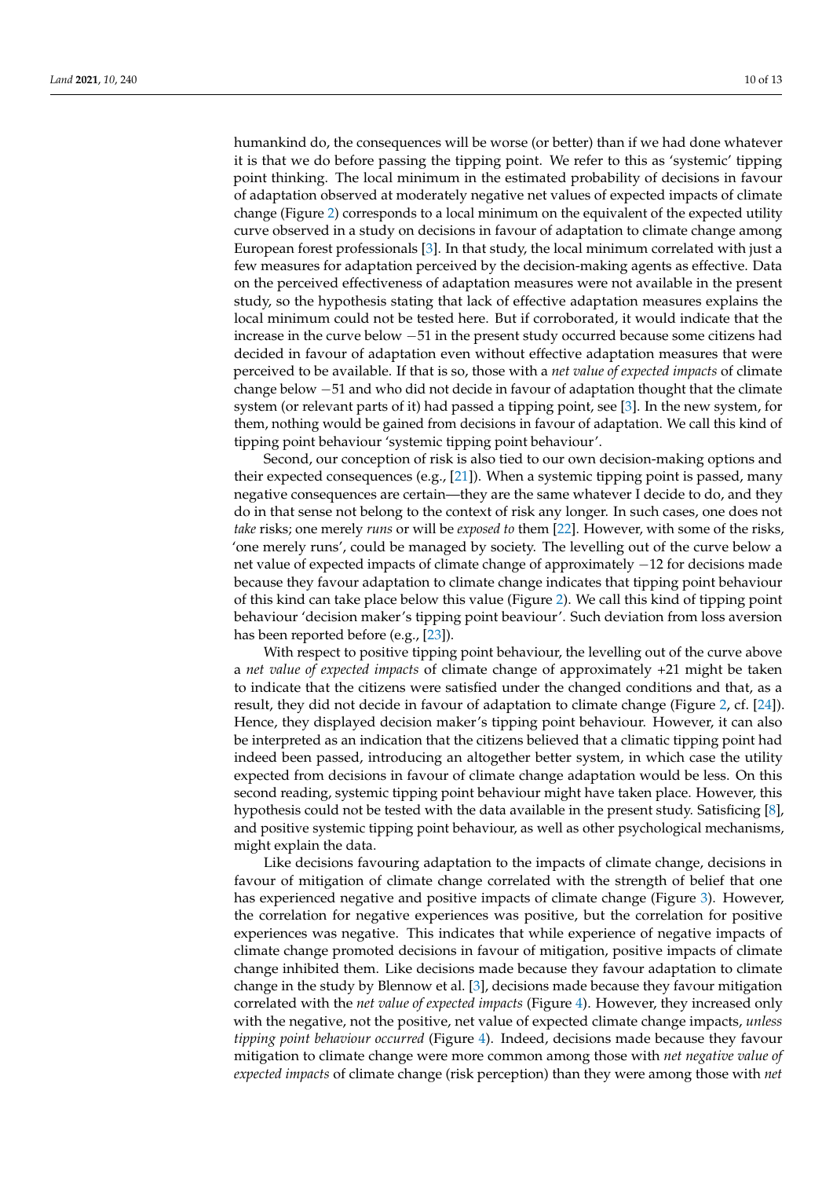humankind do, the consequences will be worse (or better) than if we had done whatever it is that we do before passing the tipping point. We refer to this as 'systemic' tipping point thinking. The local minimum in the estimated probability of decisions in favour of adaptation observed at moderately negative net values of expected impacts of climate change (Figure 2) corresponds to a local minimum on the equivalent of the expected utility curve observed in a study on decisions in favour of adaptation to climate change among European forest professionals [3]. In that study, the local minimum correlated with just a few measures for adaptation perceived by the decision-making agents as effective. Data on the perceived effectiveness of adaptation measures were not available in the present study, so the hypothesis stating that lack of effective adaptation measures explains the local minimum could not be tested here. But if corroborated, it would indicate that the increase in the curve below −51 in the present study occurred because some citizens had decided in favour of adaptation even without effective adaptation measures that were perceived to be available. If that is so, those with a *net value of expected impacts* of climate change below −51 and who did not decide in favour of adaptation thought that the climate system (or relevant parts of it) had passed a tipping point, see [3]. In the new system, for them, nothing would be gained from decisions in favour of adaptation. We call this kind of tipping point behaviour 'systemic tipping point behaviour'.

Second, our conception of risk is also tied to our own decision-making options and their expected consequences (e.g., [21]). When a systemic tipping point is passed, many negative consequences are certain—they are the same whatever I decide to do, and they do in that sense not belong to the context of risk any longer. In such cases, one does not *take* risks; one merely *runs* or will be *exposed to* them [22]. However, with some of the risks, 'one merely runs', could be managed by society. The levelling out of the curve below a net value of expected impacts of climate change of approximately −12 for decisions made because they favour adaptation to climate change indicates that tipping point behaviour of this kind can take place below this value (Figure 2). We call this kind of tipping point behaviour 'decision maker's tipping point beaviour'. Such deviation from loss aversion has been reported before (e.g., [23]).

With respect to positive tipping point behaviour, the levelling out of the curve above a *net value of expected impacts* of climate change of approximately +21 might be taken to indicate that the citizens were satisfied under the changed conditions and that, as a result, they did not decide in favour of adaptation to climate change (Figure 2, cf. [24]). Hence, they displayed decision maker's tipping point behaviour. However, it can also be interpreted as an indication that the citizens believed that a climatic tipping point had indeed been passed, introducing an altogether better system, in which case the utility expected from decisions in favour of climate change adaptation would be less. On this second reading, systemic tipping point behaviour might have taken place. However, this hypothesis could not be tested with the data available in the present study. Satisficing [8], and positive systemic tipping point behaviour, as well as other psychological mechanisms, might explain the data.

Like decisions favouring adaptation to the impacts of climate change, decisions in favour of mitigation of climate change correlated with the strength of belief that one has experienced negative and positive impacts of climate change (Figure 3). However, the correlation for negative experiences was positive, but the correlation for positive experiences was negative. This indicates that while experience of negative impacts of climate change promoted decisions in favour of mitigation, positive impacts of climate change inhibited them. Like decisions made because they favour adaptation to climate change in the study by Blennow et al. [3], decisions made because they favour mitigation correlated with the *net value of expected impacts* (Figure 4). However, they increased only with the negative, not the positive, net value of expected climate change impacts, *unless tipping point behaviour occurred* (Figure 4). Indeed, decisions made because they favour mitigation to climate change were more common among those with *net negative value of expected impacts* of climate change (risk perception) than they were among those with *net*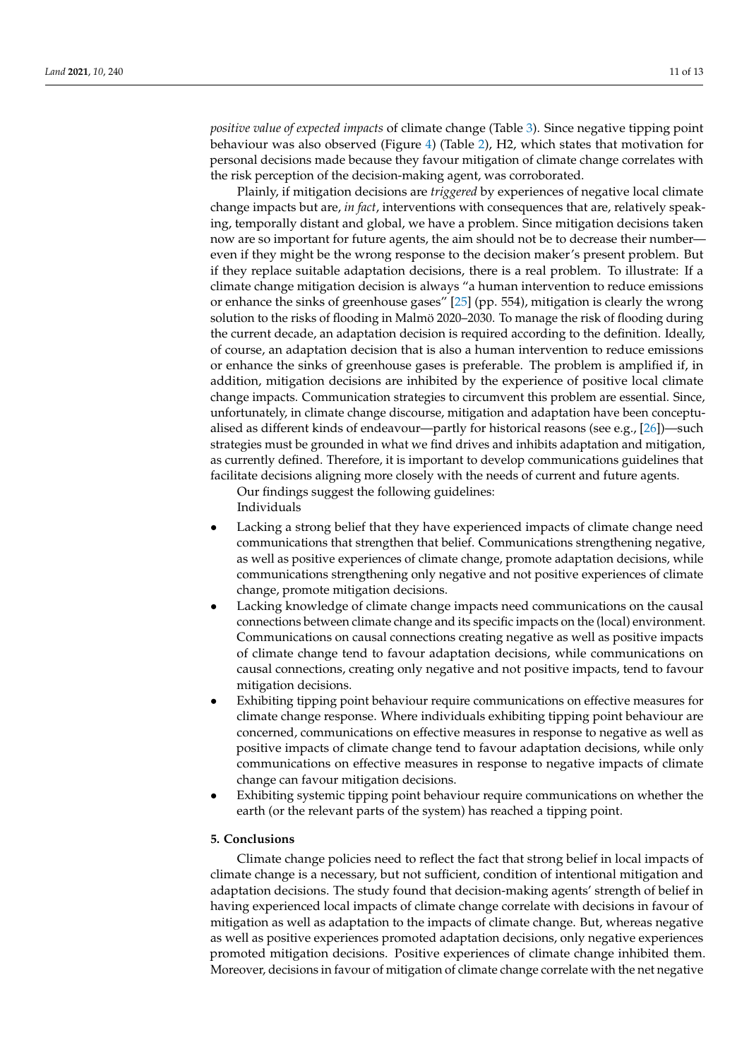*positive value of expected impacts* of climate change (Table 3). Since negative tipping point behaviour was also observed (Figure 4) (Table 2), H2, which states that motivation for personal decisions made because they favour mitigation of climate change correlates with the risk perception of the decision-making agent, was corroborated.

Plainly, if mitigation decisions are *triggered* by experiences of negative local climate change impacts but are, *in fact*, interventions with consequences that are, relatively speaking, temporally distant and global, we have a problem. Since mitigation decisions taken now are so important for future agents, the aim should not be to decrease their number—even if they might be the wrong response to the decision maker's present problem. But if they replace suitable adaptation decisions, there is a real problem. To illustrate: If a climate change mitigation decision is always "a human intervention to reduce emissions or enhance the sinks of greenhouse gases" [25] (pp. 554), mitigation is clearly the wrong solution to the risks of flooding in Malmö 2020–2030. To manage the risk of flooding during the current decade, an adaptation decision is required according to the definition. Ideally, of course, an adaptation decision that is also a human intervention to reduce emissions or enhance the sinks of greenhouse gases is preferable. The problem is amplified if, in addition, mitigation decisions are inhibited by the experience of positive local climate change impacts. Communication strategies to circumvent this problem are essential. Since, unfortunately, in climate change discourse, mitigation and adaptation have been conceptualised as different kinds of endeavour—partly for historical reasons (see e.g., [26])—such strategies must be grounded in what we find drives and inhibits adaptation and mitigation, as currently defined. Therefore, it is important to develop communications guidelines that facilitate decisions aligning more closely with the needs of current and future agents.

Our findings suggest the following guidelines:

Individuals

- Lacking a strong belief that they have experienced impacts of climate change need communications that strengthen that belief. Communications strengthening negative, as well as positive experiences of climate change, promote adaptation decisions, while communications strengthening only negative and not positive experiences of climate change, promote mitigation decisions.
- Lacking knowledge of climate change impacts need communications on the causal connections between climate change and its specific impacts on the (local) environment. Communications on causal connections creating negative as well as positive impacts of climate change tend to favour adaptation decisions, while communications on causal connections, creating only negative and not positive impacts, tend to favour mitigation decisions.
- Exhibiting tipping point behaviour require communications on effective measures for climate change response. Where individuals exhibiting tipping point behaviour are concerned, communications on effective measures in response to negative as well as positive impacts of climate change tend to favour adaptation decisions, while only communications on effective measures in response to negative impacts of climate change can favour mitigation decisions.
- Exhibiting systemic tipping point behaviour require communications on whether the earth (or the relevant parts of the system) has reached a tipping point.

## 5. Conclusions

Climate change policies need to reflect the fact that strong belief in local impacts of climate change is a necessary, but not sufficient, condition of intentional mitigation and adaptation decisions. The study found that decision-making agents' strength of belief in having experienced local impacts of climate change correlate with decisions in favour of mitigation as well as adaptation to the impacts of climate change. But, whereas negative as well as positive experiences promoted adaptation decisions, only negative experiences promoted mitigation decisions. Positive experiences of climate change inhibited them. Moreover, decisions in favour of mitigation of climate change correlate with the net negative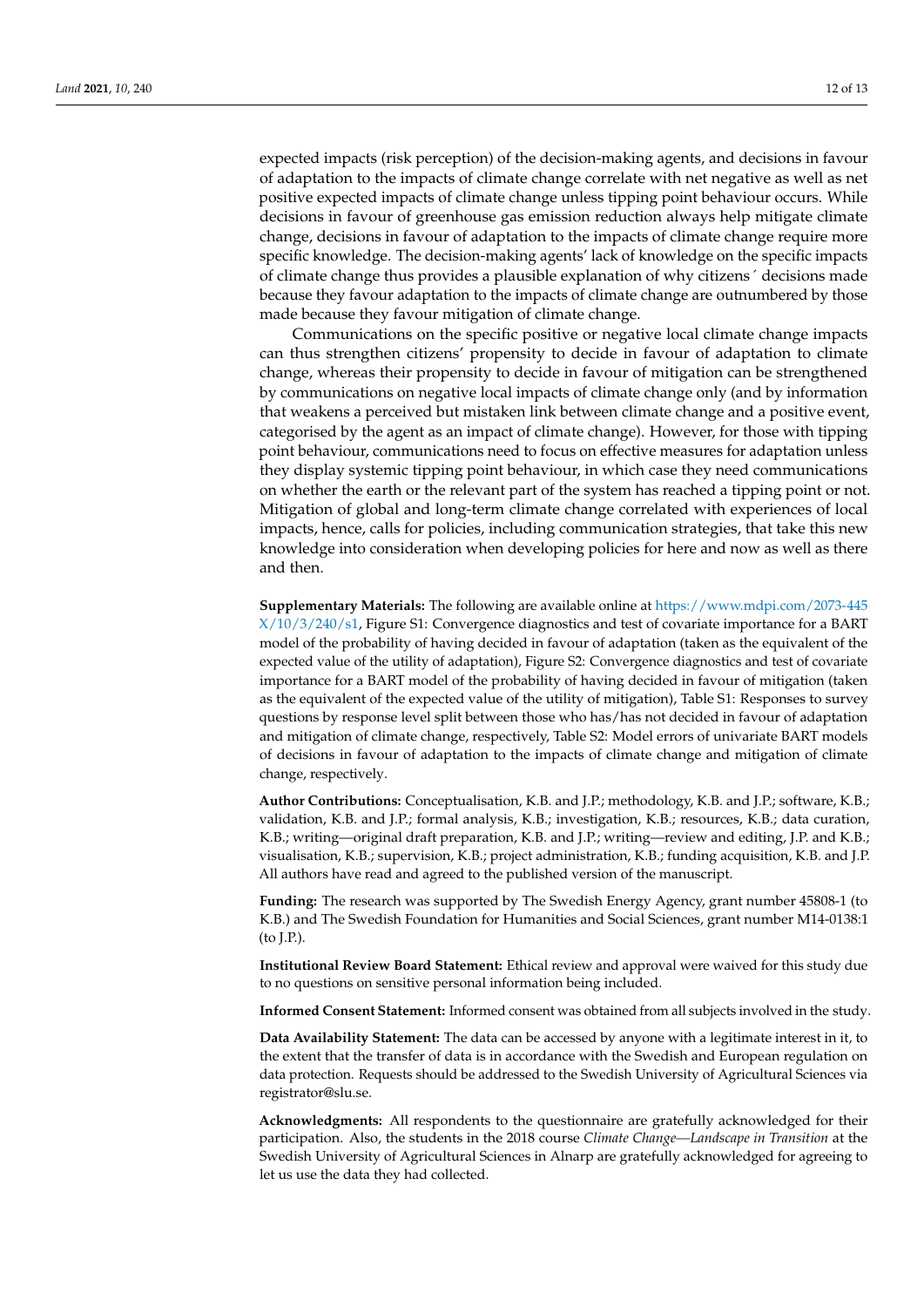expected impacts (risk perception) of the decision-making agents, and decisions in favour of adaptation to the impacts of climate change correlate with net negative as well as net positive expected impacts of climate change unless tipping point behaviour occurs. While decisions in favour of greenhouse gas emission reduction always help mitigate climate change, decisions in favour of adaptation to the impacts of climate change require more specific knowledge. The decision-making agents' lack of knowledge on the specific impacts of climate change thus provides a plausible explanation of why citizens´ decisions made because they favour adaptation to the impacts of climate change are outnumbered by those made because they favour mitigation of climate change.

Communications on the specific positive or negative local climate change impacts can thus strengthen citizens' propensity to decide in favour of adaptation to climate change, whereas their propensity to decide in favour of mitigation can be strengthened by communications on negative local impacts of climate change only (and by information that weakens a perceived but mistaken link between climate change and a positive event, categorised by the agent as an impact of climate change). However, for those with tipping point behaviour, communications need to focus on effective measures for adaptation unless they display systemic tipping point behaviour, in which case they need communications on whether the earth or the relevant part of the system has reached a tipping point or not. Mitigation of global and long-term climate change correlated with experiences of local impacts, hence, calls for policies, including communication strategies, that take this new knowledge into consideration when developing policies for here and now as well as there and then.

**Supplementary Materials:** The following are available online at https://www.mdpi.com/2073-445X/10/3/240/s1, Figure S1: Convergence diagnostics and test of covariate importance for a BART model of the probability of having decided in favour of adaptation (taken as the equivalent of the expected value of the utility of adaptation), Figure S2: Convergence diagnostics and test of covariate importance for a BART model of the probability of having decided in favour of mitigation (taken as the equivalent of the expected value of the utility of mitigation), Table S1: Responses to survey questions by response level split between those who has/has not decided in favour of adaptation and mitigation of climate change, respectively, Table S2: Model errors of univariate BART models of decisions in favour of adaptation to the impacts of climate change and mitigation of climate change, respectively.

**Author Contributions:** Conceptualisation, K.B. and J.P.; methodology, K.B. and J.P.; software, K.B.; validation, K.B. and J.P.; formal analysis, K.B.; investigation, K.B.; resources, K.B.; data curation, K.B.; writing—original draft preparation, K.B. and J.P.; writing—review and editing, J.P. and K.B.; visualisation, K.B.; supervision, K.B.; project administration, K.B.; funding acquisition, K.B. and J.P. All authors have read and agreed to the published version of the manuscript.

**Funding:** The research was supported by The Swedish Energy Agency, grant number 45808-1 (to K.B.) and The Swedish Foundation for Humanities and Social Sciences, grant number M14-0138:1 (to J.P.).

**Institutional Review Board Statement:** Ethical review and approval were waived for this study due to no questions on sensitive personal information being included.

**Informed Consent Statement:** Informed consent was obtained from all subjects involved in the study.

**Data Availability Statement:** The data can be accessed by anyone with a legitimate interest in it, to the extent that the transfer of data is in accordance with the Swedish and European regulation on data protection. Requests should be addressed to the Swedish University of Agricultural Sciences via registrator@slu.se.

**Acknowledgments:** All respondents to the questionnaire are gratefully acknowledged for their participation. Also, the students in the 2018 course *Climate Change—Landscape in Transition* at the Swedish University of Agricultural Sciences in Alnarp are gratefully acknowledged for agreeing to let us use the data they had collected.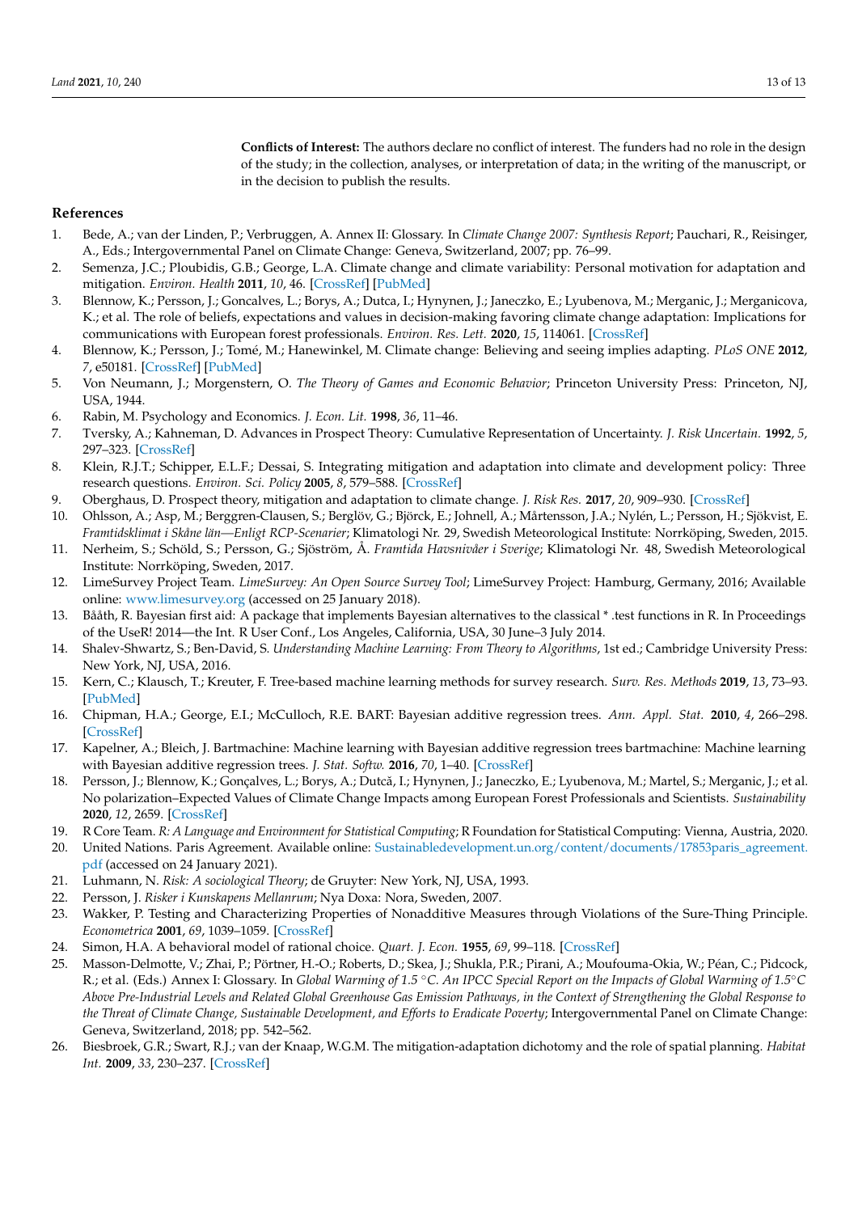**Conflicts of Interest:** The authors declare no conflict of interest. The funders had no role in the design of the study; in the collection, analyses, or interpretation of data; in the writing of the manuscript, or in the decision to publish the results.

## References

1. Bede, A.; van der Linden, P.; Verbruggen, A. Annex II: Glossary. In *Climate Change 2007: Synthesis Report*; Pauchari, R., Reisinger, A., Eds.; Intergovernmental Panel on Climate Change: Geneva, Switzerland, 2007; pp. 76–99.
2. Semenza, J.C.; Ploubidis, G.B.; George, L.A. Climate change and climate variability: Personal motivation for adaptation and mitigation. *Environ. Health* **2011**, *10*, 46. [CrossRef] [PubMed]
3. Blennow, K.; Persson, J.; Goncalves, L.; Borys, A.; Dutca, I.; Hynynen, J.; Janeczko, E.; Lyubenova, M.; Merganic, J.; Merganicova, K.; et al. The role of beliefs, expectations and values in decision-making favoring climate change adaptation: Implications for communications with European forest professionals. *Environ. Res. Lett.* **2020**, *15*, 114061. [CrossRef]
4. Blennow, K.; Persson, J.; Tomé, M.; Hanewinkel, M. Climate change: Believing and seeing implies adapting. *PLoS ONE* **2012**, *7*, e50181. [CrossRef] [PubMed]
5. Von Neumann, J.; Morgenstern, O. *The Theory of Games and Economic Behavior*; Princeton University Press: Princeton, NJ, USA, 1944.
6. Rabin, M. Psychology and Economics. *J. Econ. Lit.* **1998**, *36*, 11–46.
7. Tversky, A.; Kahneman, D. Advances in Prospect Theory: Cumulative Representation of Uncertainty. *J. Risk Uncertain.* **1992**, *5*, 297–323. [CrossRef]
8. Klein, R.J.T.; Schipper, E.L.F.; Dessai, S. Integrating mitigation and adaptation into climate and development policy: Three research questions. *Environ. Sci. Policy* **2005**, *8*, 579–588. [CrossRef]
9. Oberghaus, D. Prospect theory, mitigation and adaptation to climate change. *J. Risk Res.* **2017**, *20*, 909–930. [CrossRef]
10. Ohlsson, A.; Asp, M.; Berggren-Clausen, S.; Berglöv, G.; Björck, E.; Johnell, A.; Mårtensson, J.A.; Nylén, L.; Persson, H.; Sjökvist, E. *Framtidsklimat i Skåne län—Enligt RCP-Scenarier*; Klimatologi Nr. 29, Swedish Meteorological Institute: Norrköping, Sweden, 2015.
11. Nerheim, S.; Schöld, S.; Persson, G.; Sjöström, Å. *Framtida Havsnivåer i Sverige*; Klimatologi Nr. 48, Swedish Meteorological Institute: Norrköping, Sweden, 2017.
12. LimeSurvey Project Team. *LimeSurvey: An Open Source Survey Tool*; LimeSurvey Project: Hamburg, Germany, 2016; Available online: www.limesurvey.org (accessed on 25 January 2018).
13. Bååth, R. Bayesian first aid: A package that implements Bayesian alternatives to the classical * .test functions in R. In Proceedings of the UseR! 2014—the Int. R User Conf., Los Angeles, California, USA, 30 June–3 July 2014.
14. Shalev-Shwartz, S.; Ben-David, S. *Understanding Machine Learning: From Theory to Algorithms*, 1st ed.; Cambridge University Press: New York, NJ, USA, 2016.
15. Kern, C.; Klausch, T.; Kreuter, F. Tree-based machine learning methods for survey research. *Surv. Res. Methods* **2019**, *13*, 73–93. [PubMed]
16. Chipman, H.A.; George, E.I.; McCulloch, R.E. BART: Bayesian additive regression trees. *Ann. Appl. Stat.* **2010**, *4*, 266–298. [CrossRef]
17. Kapelner, A.; Bleich, J. Bartmachine: Machine learning with Bayesian additive regression trees bartmachine: Machine learning with Bayesian additive regression trees. *J. Stat. Softw.* **2016**, *70*, 1–40. [CrossRef]
18. Persson, J.; Blennow, K.; Gonçalves, L.; Borys, A.; Dutcă, I.; Hynynen, J.; Janeczko, E.; Lyubenova, M.; Martel, S.; Merganic, J.; et al. No polarization–Expected Values of Climate Change Impacts among European Forest Professionals and Scientists. *Sustainability* **2020**, *12*, 2659. [CrossRef]
19. R Core Team. *R: A Language and Environment for Statistical Computing*; R Foundation for Statistical Computing: Vienna, Austria, 2020.
20. United Nations. Paris Agreement. Available online: Sustainabledevelopment.un.org/content/documents/17853paris_agreement.pdf (accessed on 24 January 2021).
21. Luhmann, N. *Risk: A sociological Theory*; de Gruyter: New York, NJ, USA, 1993.
22. Persson, J. *Risker i Kunskapens Mellanrum*; Nya Doxa: Nora, Sweden, 2007.
23. Wakker, P. Testing and Characterizing Properties of Nonadditive Measures through Violations of the Sure-Thing Principle. *Econometrica* **2001**, *69*, 1039–1059. [CrossRef]
24. Simon, H.A. A behavioral model of rational choice. *Quart. J. Econ.* **1955**, *69*, 99–118. [CrossRef]
25. Masson-Delmotte, V.; Zhai, P.; Pörtner, H.-O.; Roberts, D.; Skea, J.; Shukla, P.R.; Pirani, A.; Moufouma-Okia, W.; Péan, C.; Pidcock, R.; et al. (Eds.) Annex I: Glossary. In *Global Warming of 1.5 °C. An IPCC Special Report on the Impacts of Global Warming of 1.5°C Above Pre-Industrial Levels and Related Global Greenhouse Gas Emission Pathways, in the Context of Strengthening the Global Response to the Threat of Climate Change, Sustainable Development, and Efforts to Eradicate Poverty*; Intergovernmental Panel on Climate Change: Geneva, Switzerland, 2018; pp. 542–562.
26. Biesbroek, G.R.; Swart, R.J.; van der Knaap, W.G.M. The mitigation-adaptation dichotomy and the role of spatial planning. *Habitat Int.* **2009**, *33*, 230–237. [CrossRef]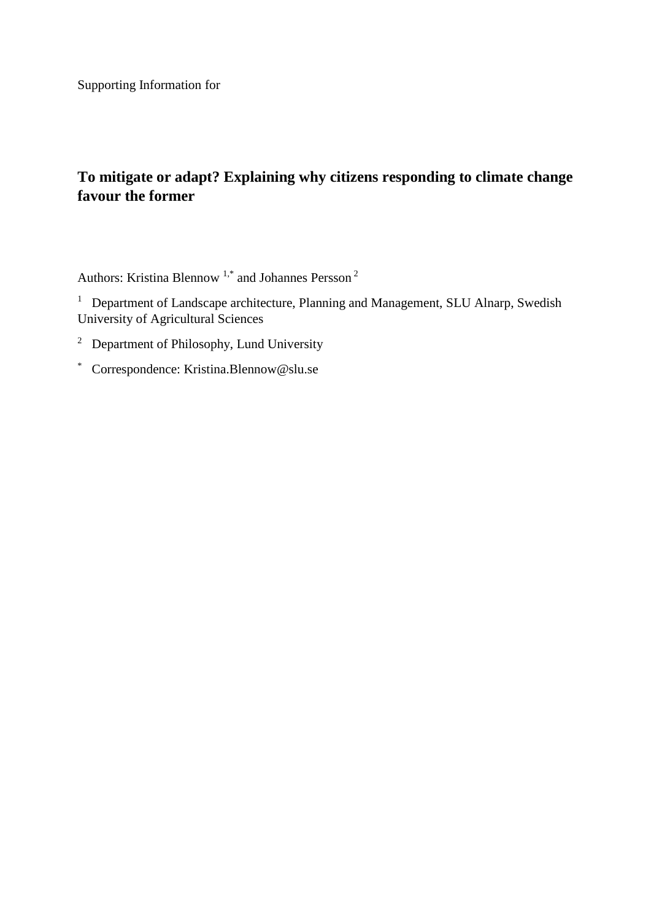Supporting Information for

# To mitigate or adapt? Explaining why citizens responding to climate change favour the former

Authors: Kristina Blennow [1,*] and Johannes Persson [2]

[1] Department of Landscape architecture, Planning and Management, SLU Alnarp, Swedish University of Agricultural Sciences

[2] Department of Philosophy, Lund University

[*] Correspondence: Kristina.Blennow@slu.se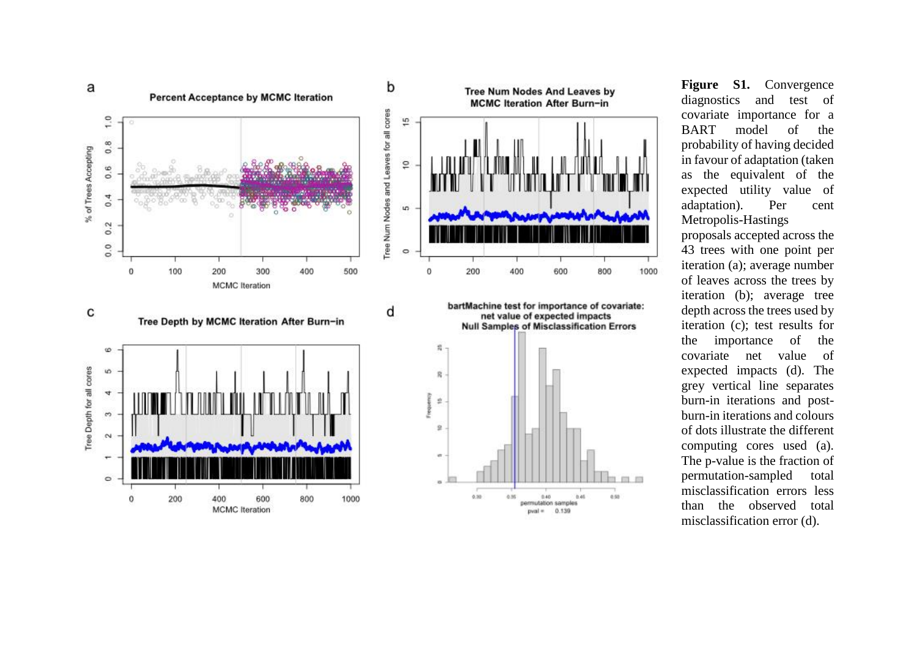**Figure S1.** Convergence diagnostics and test of covariate importance for a BART model of the probability of having decided in favour of adaptation (taken as the equivalent of the expected utility value of adaptation). Per cent Metropolis-Hastings proposals accepted across the 43 trees with one point per iteration (a); average number of leaves across the trees by iteration (b); average tree depth across the trees used by iteration (c); test results for the importance of the covariate net value of expected impacts (d). The grey vertical line separates burn-in iterations and post-burn-in iterations and colours of dots illustrate the different computing cores used (a). The p-value is the fraction of permutation-sampled total misclassification errors less than the observed total misclassification error (d).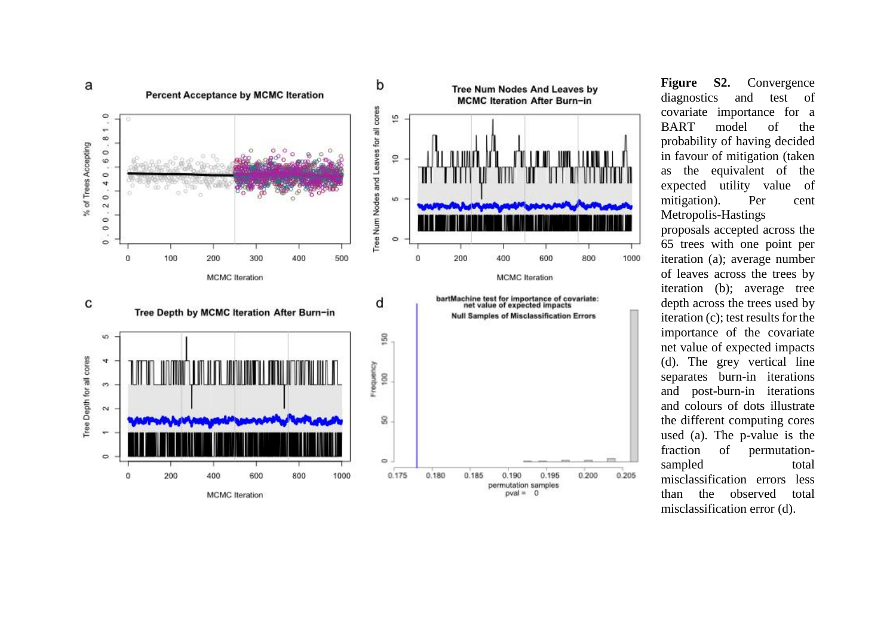**Figure S2.** Convergence diagnostics and test of covariate importance for a BART model of the probability of having decided in favour of mitigation (taken as the equivalent of the expected utility value of mitigation). Per cent Metropolis-Hastings proposals accepted across the 65 trees with one point per iteration (a); average number of leaves across the trees by iteration (b); average tree depth across the trees used by iteration (c); test results for the importance of the covariate net value of expected impacts (d). The grey vertical line separates burn-in iterations and post-burn-in iterations and colours of dots illustrate the different computing cores used (a). The p-value is the fraction of permutation-sampled total misclassification errors less than the observed total misclassification error (d).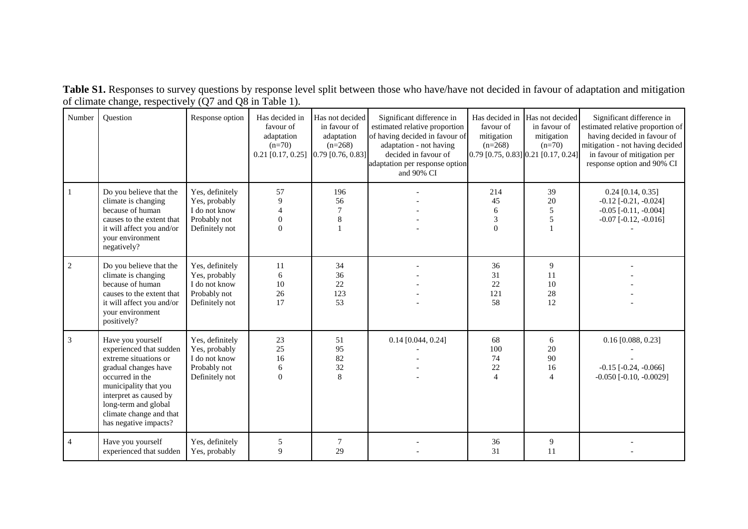**Table S1.** Responses to survey questions by response level split between those who have/have not decided in favour of adaptation and mitigation of climate change, respectively (Q7 and Q8 in Table 1).

| Number | Question | Response option | Has decided in favour of adaptation (n=70) 0.21 [0.17, 0.25] | Has not decided in favour of adaptation (n=268) 0.79 [0.76, 0.83] | Significant difference in estimated relative proportion of having decided in favour of adaptation - not having decided in favour of adaptation per response option and 90% CI | Has decided in favour of mitigation (n=268) 0.79 [0.75, 0.83] | Has not decided in favour of mitigation (n=70) 0.21 [0.17, 0.24] | Significant difference in estimated relative proportion of having decided in favour of mitigation - not having decided in favour of mitigation per response option and 90% CI |
|---|---|---|---|---|---|---|---|---|
| 1 | Do you believe that the climate is changing because of human causes to the extent that it will affect you and/or your environment negatively? | Yes, definitely | 57 | 196 | - | 214 | 39 | 0.24 [0.14, 0.35] |
| | | Yes, probably | 9 | 56 | - | 45 | 20 | -0.12 [-0.21, -0.024] |
| | | I do not know | 4 | 7 | - | 6 | 5 | -0.05 [-0.11, -0.004] |
| | | Probably not | 0 | 8 | - | 3 | 5 | -0.07 [-0.12, -0.016] |
| | | Definitely not | 0 | 1 | - | 0 | 1 | - |
| 2 | Do you believe that the climate is changing because of human causes to the extent that it will affect you and/or your environment positively? | Yes, definitely | 11 | 34 | - | 36 | 9 | - |
| | | Yes, probably | 6 | 36 | - | 31 | 11 | - |
| | | I do not know | 10 | 22 | - | 22 | 10 | - |
| | | Probably not | 26 | 123 | - | 121 | 28 | - |
| | | Definitely not | 17 | 53 | - | 58 | 12 | - |
| 3 | Have you yourself experienced that sudden extreme situations or gradual changes have occurred in the municipality that you interpret as caused by long-term and global climate change and that has negative impacts? | Yes, definitely | 23 | 51 | 0.14 [0.044, 0.24] | 68 | 6 | 0.16 [0.088, 0.23] |
| | | Yes, probably | 25 | 95 | - | 100 | 20 | - |
| | | I do not know | 16 | 82 | - | 74 | 90 | - |
| | | Probably not | 6 | 32 | - | 22 | 16 | -0.15 [-0.24, -0.066] |
| | | Definitely not | 0 | 8 | - | 4 | 4 | -0.050 [-0.10, -0.0029] |
| 4 | Have you yourself experienced that sudden | Yes, definitely | 5 | 7 | - | 36 | 9 | - |
| | | Yes, probably | 9 | 29 | - | 31 | 11 | - |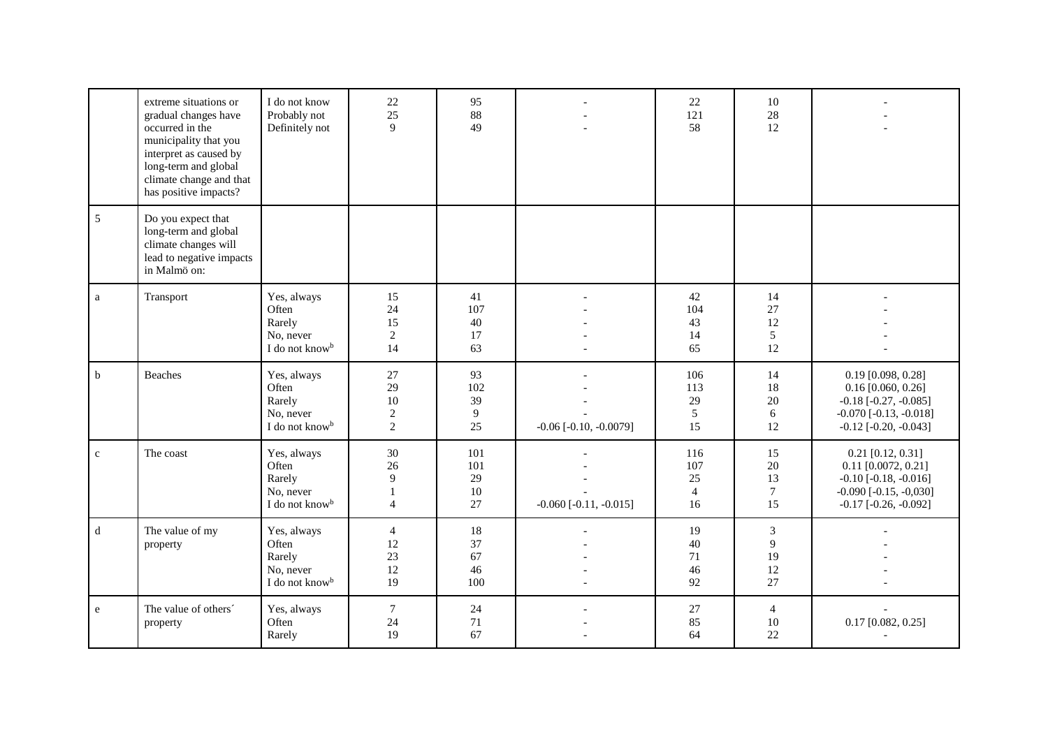|   |   |   |   |   |   |   |   |   |
|---|---|---|---|---|---|---|---|---|
|   | extreme situations or gradual changes have occurred in the municipality that you interpret as caused by long-term and global climate change and that has positive impacts? | I do not know<br>Probably not<br>Definitely not | 22<br>25<br>9 | 95<br>88<br>49 | -<br>-<br>- | 22<br>121<br>58 | 10<br>28<br>12 | -<br>-<br>- |
| 5 | Do you expect that long-term and global climate changes will lead to negative impacts in Malmö on: |   |   |   |   |   |   |   |
| a | Transport | Yes, always<br>Often<br>Rarely<br>No, never<br>I do not know[b] | 15<br>24<br>15<br>2<br>14 | 41<br>107<br>40<br>17<br>63 | -<br>-<br>-<br>-<br>- | 42<br>104<br>43<br>14<br>65 | 14<br>27<br>12<br>5<br>12 | -<br>-<br>-<br>-<br>- |
| b | Beaches | Yes, always<br>Often<br>Rarely<br>No, never<br>I do not know[b] | 27<br>29<br>10<br>2<br>2 | 93<br>102<br>39<br>9<br>25 | -<br>-<br>-<br>-<br>-0.06 [-0.10, -0.0079] | 106<br>113<br>29<br>5<br>15 | 14<br>18<br>20<br>6<br>12 | 0.19 [0.098, 0.28]<br>0.16 [0.060, 0.26]<br>-0.18 [-0.27, -0.085]<br>-0.070 [-0.13, -0.018]<br>-0.12 [-0.20, -0.043] |
| c | The coast | Yes, always<br>Often<br>Rarely<br>No, never<br>I do not know[b] | 30<br>26<br>9<br>1<br>4 | 101<br>101<br>29<br>10<br>27 | -<br>-<br>-<br>-<br>-0.060 [-0.11, -0.015] | 116<br>107<br>25<br>4<br>16 | 15<br>20<br>13<br>7<br>15 | 0.21 [0.12, 0.31]<br>0.11 [0.0072, 0.21]<br>-0.10 [-0.18, -0.016]<br>-0.090 [-0.15, -0,030]<br>-0.17 [-0.26, -0.092] |
| d | The value of my property | Yes, always<br>Often<br>Rarely<br>No, never<br>I do not know[b] | 4<br>12<br>23<br>12<br>19 | 18<br>37<br>67<br>46<br>100 | -<br>-<br>-<br>-<br>- | 19<br>40<br>71<br>46<br>92 | 3<br>9<br>19<br>12<br>27 | -<br>-<br>-<br>-<br>- |
| e | The value of others´ property | Yes, always<br>Often<br>Rarely | 7<br>24<br>19 | 24<br>71<br>67 | -<br>-<br>- | 27<br>85<br>64 | 4<br>10<br>22 | -<br>0.17 [0.082, 0.25]<br>- |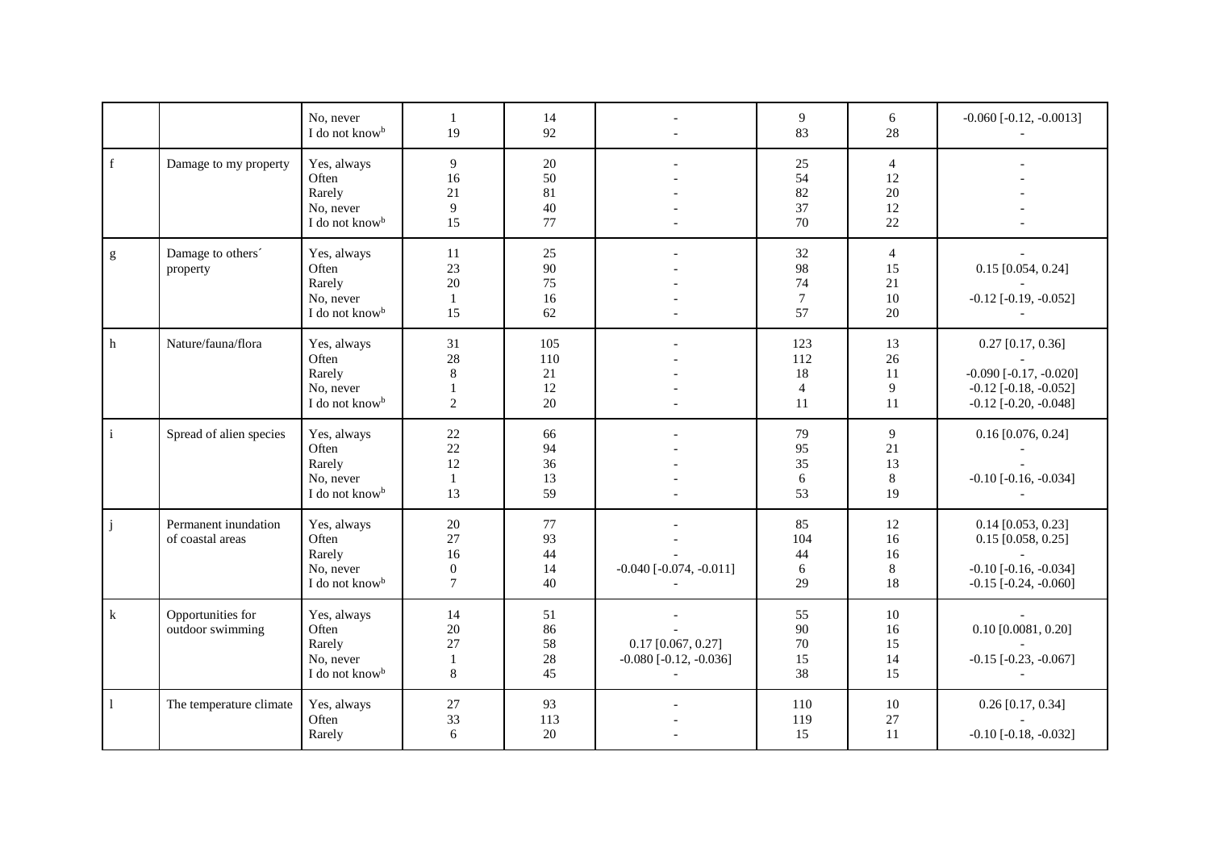|   |   |   |   |   |   |   |   |   |
|---|---|---|---|---|---|---|---|---|
|   |   | No, never | 1 | 14 | - | 9 | 6 | -0.060 [-0.12, -0.0013] |
|   |   | I do not know[b] | 19 | 92 | - | 83 | 28 | - |
| f | Damage to my property | Yes, always | 9 | 20 | - | 25 | 4 | - |
|   |   | Often | 16 | 50 | - | 54 | 12 | - |
|   |   | Rarely | 21 | 81 | - | 82 | 20 | - |
|   |   | No, never | 9 | 40 | - | 37 | 12 | - |
|   |   | I do not know[b] | 15 | 77 | - | 70 | 22 | - |
| g | Damage to others´ property | Yes, always | 11 | 25 | - | 32 | 4 | - |
|   |   | Often | 23 | 90 | - | 98 | 15 | 0.15 [0.054, 0.24] |
|   |   | Rarely | 20 | 75 | - | 74 | 21 | - |
|   |   | No, never | 1 | 16 | - | 7 | 10 | -0.12 [-0.19, -0.052] |
|   |   | I do not know[b] | 15 | 62 | - | 57 | 20 | - |
| h | Nature/fauna/flora | Yes, always | 31 | 105 | - | 123 | 13 | 0.27 [0.17, 0.36] |
|   |   | Often | 28 | 110 | - | 112 | 26 | - |
|   |   | Rarely | 8 | 21 | - | 18 | 11 | -0.090 [-0.17, -0.020] |
|   |   | No, never | 1 | 12 | - | 4 | 9 | -0.12 [-0.18, -0.052] |
|   |   | I do not know[b] | 2 | 20 | - | 11 | 11 | -0.12 [-0.20, -0.048] |
| i | Spread of alien species | Yes, always | 22 | 66 | - | 79 | 9 | 0.16 [0.076, 0.24] |
|   |   | Often | 22 | 94 | - | 95 | 21 | - |
|   |   | Rarely | 12 | 36 | - | 35 | 13 | - |
|   |   | No, never | 1 | 13 | - | 6 | 8 | -0.10 [-0.16, -0.034] |
|   |   | I do not know[b] | 13 | 59 | - | 53 | 19 | - |
| j | Permanent inundation of coastal areas | Yes, always | 20 | 77 | - | 85 | 12 | 0.14 [0.053, 0.23] |
|   |   | Often | 27 | 93 | - | 104 | 16 | 0.15 [0.058, 0.25] |
|   |   | Rarely | 16 | 44 | - | 44 | 16 | - |
|   |   | No, never | 0 | 14 | -0.040 [-0.074, -0.011] | 6 | 8 | -0.10 [-0.16, -0.034] |
|   |   | I do not know[b] | 7 | 40 | - | 29 | 18 | -0.15 [-0.24, -0.060] |
| k | Opportunities for outdoor swimming | Yes, always | 14 | 51 | - | 55 | 10 | - |
|   |   | Often | 20 | 86 | - | 90 | 16 | 0.10 [0.0081, 0.20] |
|   |   | Rarely | 27 | 58 | 0.17 [0.067, 0.27] | 70 | 15 | - |
|   |   | No, never | 1 | 28 | -0.080 [-0.12, -0.036] | 15 | 14 | -0.15 [-0.23, -0.067] |
|   |   | I do not know[b] | 8 | 45 | - | 38 | 15 | - |
| l | The temperature climate | Yes, always | 27 | 93 | - | 110 | 10 | 0.26 [0.17, 0.34] |
|   |   | Often | 33 | 113 | - | 119 | 27 | - |
|   |   | Rarely | 6 | 20 | - | 15 | 11 | -0.10 [-0.18, -0.032] |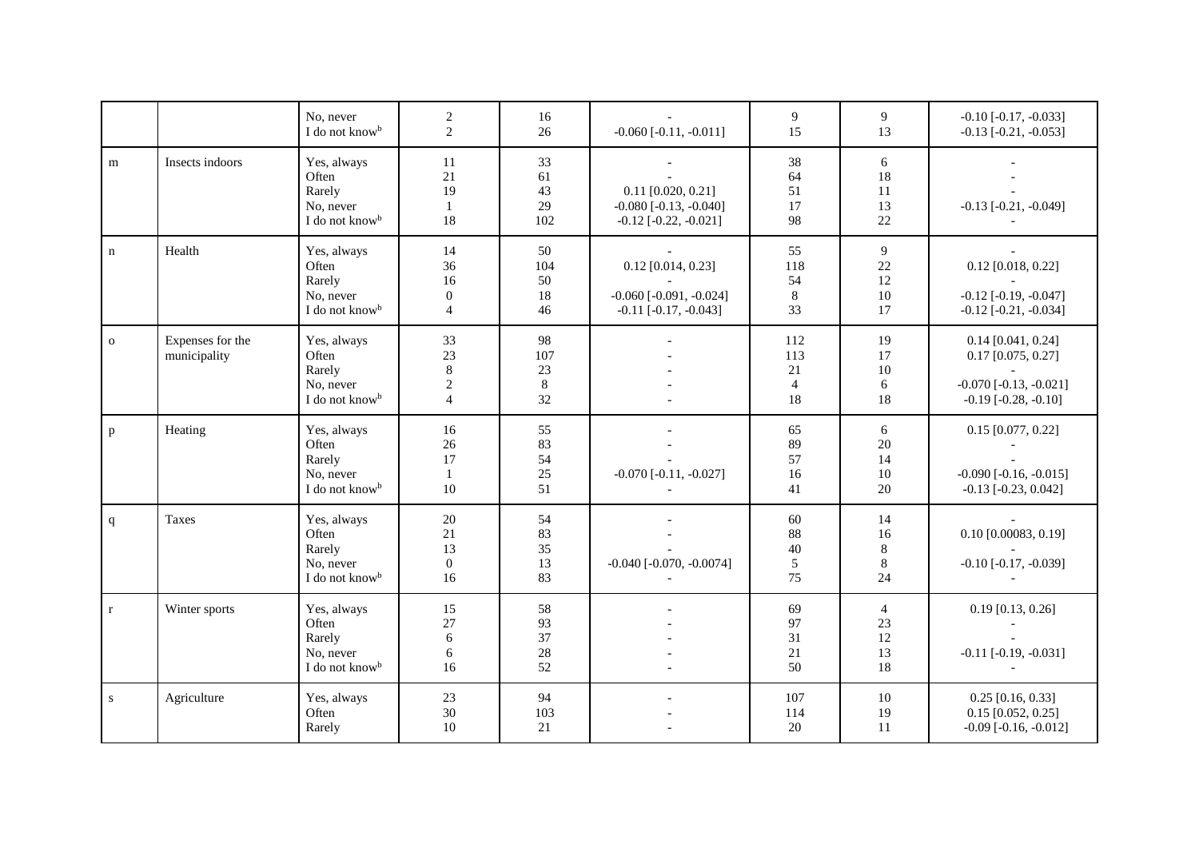| | | | | | | | | |
|---|---|---|---|---|---|---|---|---|
| | | No, never | 2 | 16 | - | 9 | 9 | -0.10 [-0.17, -0.033] |
| | | I do not know[b] | 2 | 26 | -0.060 [-0.11, -0.011] | 15 | 13 | -0.13 [-0.21, -0.053] |
| m | Insects indoors | Yes, always | 11 | 33 | - | 38 | 6 | - |
| | | Often | 21 | 61 | - | 64 | 18 | - |
| | | Rarely | 19 | 43 | 0.11 [0.020, 0.21] | 51 | 11 | - |
| | | No, never | 1 | 29 | -0.080 [-0.13, -0.040] | 17 | 13 | -0.13 [-0.21, -0.049] |
| | | I do not know[b] | 18 | 102 | -0.12 [-0.22, -0.021] | 98 | 22 | - |
| n | Health | Yes, always | 14 | 50 | - | 55 | 9 | - |
| | | Often | 36 | 104 | 0.12 [0.014, 0.23] | 118 | 22 | 0.12 [0.018, 0.22] |
| | | Rarely | 16 | 50 | - | 54 | 12 | - |
| | | No, never | 0 | 18 | -0.060 [-0.091, -0.024] | 8 | 10 | -0.12 [-0.19, -0.047] |
| | | I do not know[b] | 4 | 46 | -0.11 [-0.17, -0.043] | 33 | 17 | -0.12 [-0.21, -0.034] |
| o | Expenses for the municipality | Yes, always | 33 | 98 | - | 112 | 19 | 0.14 [0.041, 0.24] |
| | | Often | 23 | 107 | - | 113 | 17 | 0.17 [0.075, 0.27] |
| | | Rarely | 8 | 23 | - | 21 | 10 | - |
| | | No, never | 2 | 8 | - | 4 | 6 | -0.070 [-0.13, -0.021] |
| | | I do not know[b] | 4 | 32 | - | 18 | 18 | -0.19 [-0.28, -0.10] |
| p | Heating | Yes, always | 16 | 55 | - | 65 | 6 | 0.15 [0.077, 0.22] |
| | | Often | 26 | 83 | - | 89 | 20 | - |
| | | Rarely | 17 | 54 | - | 57 | 14 | - |
| | | No, never | 1 | 25 | -0.070 [-0.11, -0.027] | 16 | 10 | -0.090 [-0.16, -0.015] |
| | | I do not know[b] | 10 | 51 | - | 41 | 20 | -0.13 [-0.23, 0.042] |
| q | Taxes | Yes, always | 20 | 54 | - | 60 | 14 | - |
| | | Often | 21 | 83 | - | 88 | 16 | 0.10 [0.00083, 0.19] |
| | | Rarely | 13 | 35 | - | 40 | 8 | - |
| | | No, never | 0 | 13 | -0.040 [-0.070, -0.0074] | 5 | 8 | -0.10 [-0.17, -0.039] |
| | | I do not know[b] | 16 | 83 | - | 75 | 24 | - |
| r | Winter sports | Yes, always | 15 | 58 | - | 69 | 4 | 0.19 [0.13, 0.26] |
| | | Often | 27 | 93 | - | 97 | 23 | - |
| | | Rarely | 6 | 37 | - | 31 | 12 | - |
| | | No, never | 6 | 28 | - | 21 | 13 | -0.11 [-0.19, -0.031] |
| | | I do not know[b] | 16 | 52 | - | 50 | 18 | - |
| s | Agriculture | Yes, always | 23 | 94 | - | 107 | 10 | 0.25 [0.16, 0.33] |
| | | Often | 30 | 103 | - | 114 | 19 | 0.15 [0.052, 0.25] |
| | | Rarely | 10 | 21 | - | 20 | 11 | -0.09 [-0.16, -0.012] |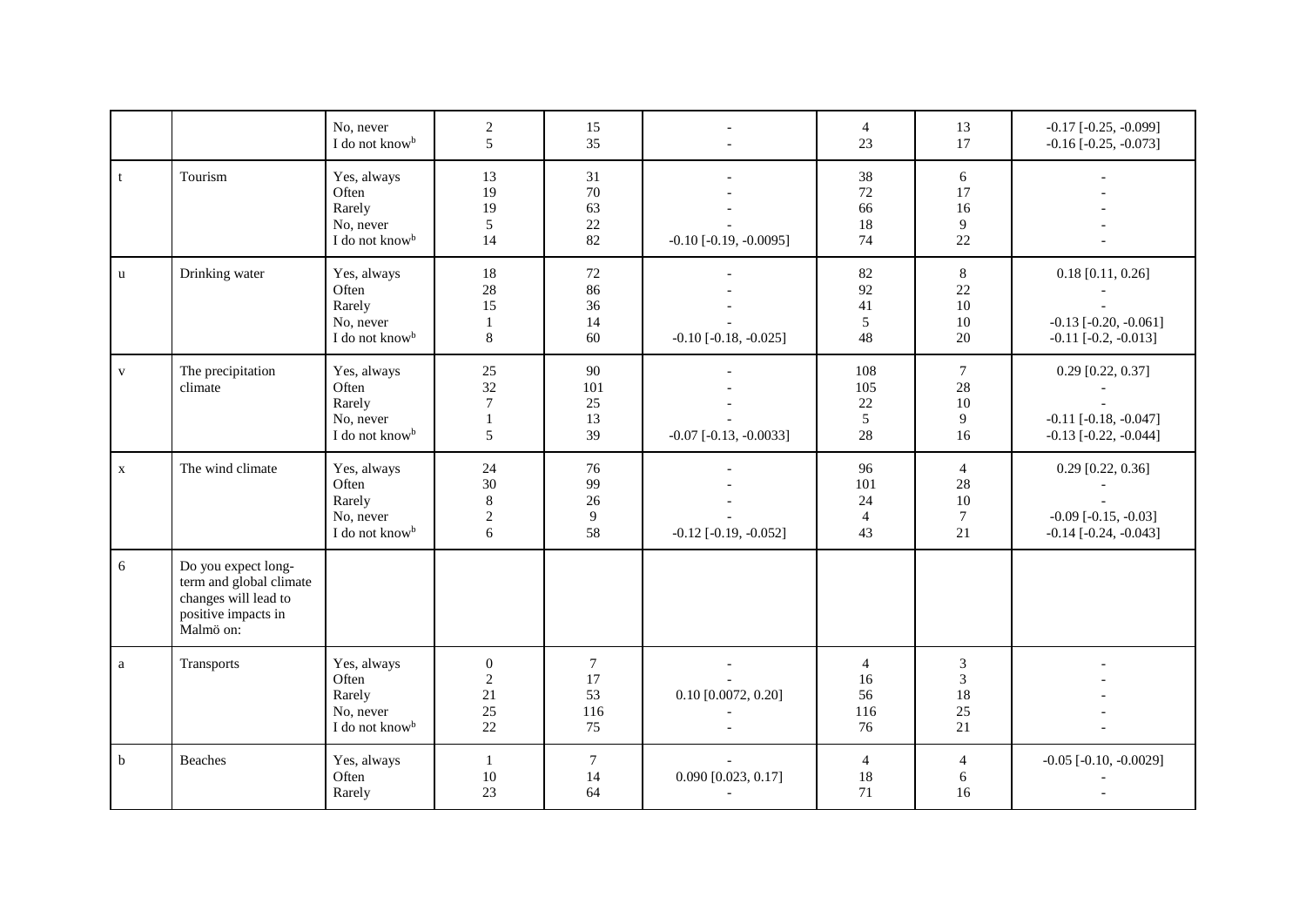|  |  |  |  |  |  |  |  |  |
|---|---|---|---|---|---|---|---|---|
|  |  | No, never | 2 | 15 | - | 4 | 13 | -0.17 [-0.25, -0.099] |
|  |  | I do not know[b] | 5 | 35 | - | 23 | 17 | -0.16 [-0.25, -0.073] |
| t | Tourism | Yes, always | 13 | 31 | - | 38 | 6 | - |
|  |  | Often | 19 | 70 | - | 72 | 17 | - |
|  |  | Rarely | 19 | 63 | - | 66 | 16 | - |
|  |  | No, never | 5 | 22 | - | 18 | 9 | - |
|  |  | I do not know[b] | 14 | 82 | -0.10 [-0.19, -0.0095] | 74 | 22 | - |
| u | Drinking water | Yes, always | 18 | 72 | - | 82 | 8 | 0.18 [0.11, 0.26] |
|  |  | Often | 28 | 86 | - | 92 | 22 | - |
|  |  | Rarely | 15 | 36 | - | 41 | 10 | - |
|  |  | No, never | 1 | 14 | - | 5 | 10 | -0.13 [-0.20, -0.061] |
|  |  | I do not know[b] | 8 | 60 | -0.10 [-0.18, -0.025] | 48 | 20 | -0.11 [-0.2, -0.013] |
| v | The precipitation climate | Yes, always | 25 | 90 | - | 108 | 7 | 0.29 [0.22, 0.37] |
|  |  | Often | 32 | 101 | - | 105 | 28 | - |
|  |  | Rarely | 7 | 25 | - | 22 | 10 | - |
|  |  | No, never | 1 | 13 | - | 5 | 9 | -0.11 [-0.18, -0.047] |
|  |  | I do not know[b] | 5 | 39 | -0.07 [-0.13, -0.0033] | 28 | 16 | -0.13 [-0.22, -0.044] |
| x | The wind climate | Yes, always | 24 | 76 | - | 96 | 4 | 0.29 [0.22, 0.36] |
|  |  | Often | 30 | 99 | - | 101 | 28 | - |
|  |  | Rarely | 8 | 26 | - | 24 | 10 | - |
|  |  | No, never | 2 | 9 | - | 4 | 7 | -0.09 [-0.15, -0.03] |
|  |  | I do not know[b] | 6 | 58 | -0.12 [-0.19, -0.052] | 43 | 21 | -0.14 [-0.24, -0.043] |
| 6 | Do you expect long-term and global climate changes will lead to positive impacts in Malmö on: |  |  |  |  |  |  |  |
| a | Transports | Yes, always | 0 | 7 | - | 4 | 3 | - |
|  |  | Often | 2 | 17 | - | 16 | 3 | - |
|  |  | Rarely | 21 | 53 | 0.10 [0.0072, 0.20] | 56 | 18 | - |
|  |  | No, never | 25 | 116 | - | 116 | 25 | - |
|  |  | I do not know[b] | 22 | 75 | - | 76 | 21 | - |
| b | Beaches | Yes, always | 1 | 7 | - | 4 | 4 | -0.05 [-0.10, -0.0029] |
|  |  | Often | 10 | 14 | 0.090 [0.023, 0.17] | 18 | 6 | - |
|  |  | Rarely | 23 | 64 | - | 71 | 16 | - |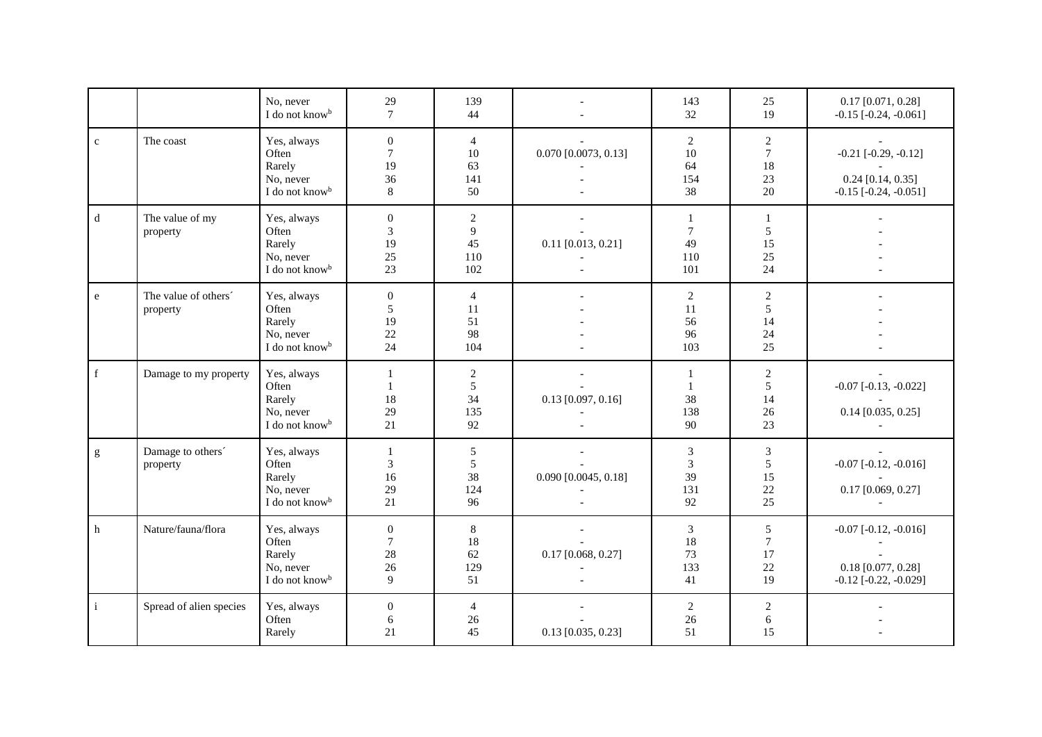| | | | | | | | | |
|---|---|---|---|---|---|---|---|---|
| | | No, never<br>I do not know[b] | 29<br>7 | 139<br>44 | -<br>- | 143<br>32 | 25<br>19 | 0.17 [0.071, 0.28]<br>-0.15 [-0.24, -0.061] |
| c | The coast | Yes, always<br>Often<br>Rarely<br>No, never<br>I do not know[b] | 0<br>7<br>19<br>36<br>8 | 4<br>10<br>63<br>141<br>50 | -<br>0.070 [0.0073, 0.13]<br>-<br>-<br>- | 2<br>10<br>64<br>154<br>38 | 2<br>7<br>18<br>23<br>20 | -<br>-0.21 [-0.29, -0.12]<br>-<br>0.24 [0.14, 0.35]<br>-0.15 [-0.24, -0.051] |
| d | The value of my property | Yes, always<br>Often<br>Rarely<br>No, never<br>I do not know[b] | 0<br>3<br>19<br>25<br>23 | 2<br>9<br>45<br>110<br>102 | -<br>-<br>0.11 [0.013, 0.21]<br>-<br>- | 1<br>7<br>49<br>110<br>101 | 1<br>5<br>15<br>25<br>24 | -<br>-<br>-<br>-<br>- |
| e | The value of others´ property | Yes, always<br>Often<br>Rarely<br>No, never<br>I do not know[b] | 0<br>5<br>19<br>22<br>24 | 4<br>11<br>51<br>98<br>104 | -<br>-<br>-<br>-<br>- | 2<br>11<br>56<br>96<br>103 | 2<br>5<br>14<br>24<br>25 | -<br>-<br>-<br>-<br>- |
| f | Damage to my property | Yes, always<br>Often<br>Rarely<br>No, never<br>I do not know[b] | 1<br>1<br>18<br>29<br>21 | 2<br>5<br>34<br>135<br>92 | -<br>-<br>0.13 [0.097, 0.16]<br>-<br>- | 1<br>1<br>38<br>138<br>90 | 2<br>5<br>14<br>26<br>23 | -<br>-0.07 [-0.13, -0.022]<br>-<br>0.14 [0.035, 0.25]<br>- |
| g | Damage to others´ property | Yes, always<br>Often<br>Rarely<br>No, never<br>I do not know[b] | 1<br>3<br>16<br>29<br>21 | 5<br>5<br>38<br>124<br>96 | -<br>-<br>0.090 [0.0045, 0.18]<br>-<br>- | 3<br>3<br>39<br>131<br>92 | 3<br>5<br>15<br>22<br>25 | -<br>-0.07 [-0.12, -0.016]<br>-<br>0.17 [0.069, 0.27]<br>- |
| h | Nature/fauna/flora | Yes, always<br>Often<br>Rarely<br>No, never<br>I do not know[b] | 0<br>7<br>28<br>26<br>9 | 8<br>18<br>62<br>129<br>51 | -<br>-<br>0.17 [0.068, 0.27]<br>-<br>- | 3<br>18<br>73<br>133<br>41 | 5<br>7<br>17<br>22<br>19 | -0.07 [-0.12, -0.016]<br>-<br>-<br>0.18 [0.077, 0.28]<br>-0.12 [-0.22, -0.029] |
| i | Spread of alien species | Yes, always<br>Often<br>Rarely | 0<br>6<br>21 | 4<br>26<br>45 | -<br>-<br>0.13 [0.035, 0.23] | 2<br>26<br>51 | 2<br>6<br>15 | -<br>-<br>- |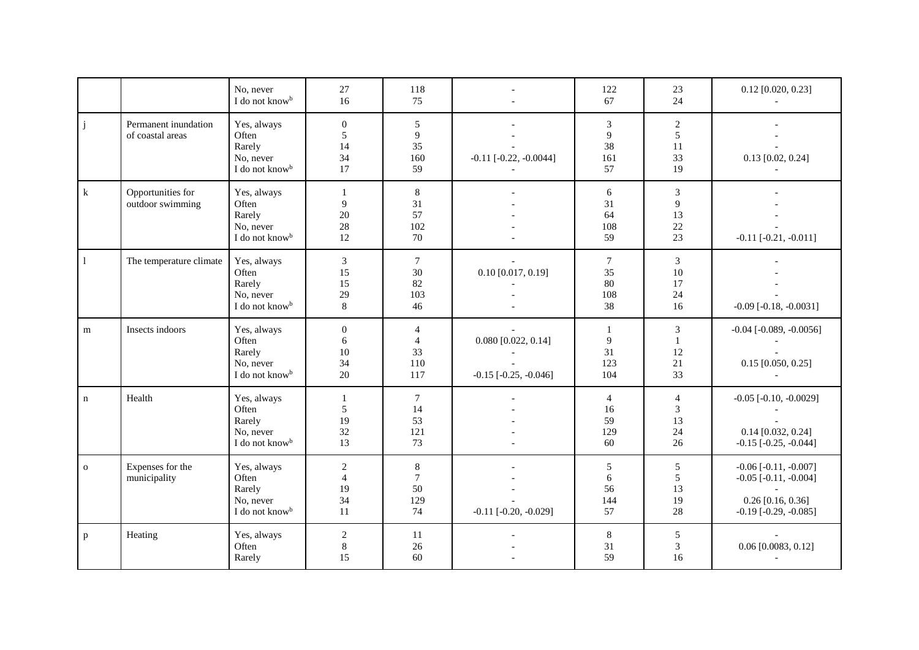| | | | | | | | | |
|---|---|---|---|---|---|---|---|---|
| | | No, never | 27 | 118 | - | 122 | 23 | 0.12 [0.020, 0.23] |
| | | I do not know[b] | 16 | 75 | - | 67 | 24 | - |
| j | Permanent inundation of coastal areas | Yes, always | 0 | 5 | - | 3 | 2 | - |
| | | Often | 5 | 9 | - | 9 | 5 | - |
| | | Rarely | 14 | 35 | - | 38 | 11 | - |
| | | No, never | 34 | 160 | -0.11 [-0.22, -0.0044] | 161 | 33 | 0.13 [0.02, 0.24] |
| | | I do not know[b] | 17 | 59 | - | 57 | 19 | - |
| k | Opportunities for outdoor swimming | Yes, always | 1 | 8 | - | 6 | 3 | - |
| | | Often | 9 | 31 | - | 31 | 9 | - |
| | | Rarely | 20 | 57 | - | 64 | 13 | - |
| | | No, never | 28 | 102 | - | 108 | 22 | - |
| | | I do not know[b] | 12 | 70 | - | 59 | 23 | -0.11 [-0.21, -0.011] |
| l | The temperature climate | Yes, always | 3 | 7 | - | 7 | 3 | - |
| | | Often | 15 | 30 | 0.10 [0.017, 0.19] | 35 | 10 | - |
| | | Rarely | 15 | 82 | - | 80 | 17 | - |
| | | No, never | 29 | 103 | - | 108 | 24 | - |
| | | I do not know[b] | 8 | 46 | - | 38 | 16 | -0.09 [-0.18, -0.0031] |
| m | Insects indoors | Yes, always | 0 | 4 | - | 1 | 3 | -0.04 [-0.089, -0.0056] |
| | | Often | 6 | 4 | 0.080 [0.022, 0.14] | 9 | 1 | - |
| | | Rarely | 10 | 33 | - | 31 | 12 | - |
| | | No, never | 34 | 110 | - | 123 | 21 | 0.15 [0.050, 0.25] |
| | | I do not know[b] | 20 | 117 | -0.15 [-0.25, -0.046] | 104 | 33 | - |
| n | Health | Yes, always | 1 | 7 | - | 4 | 4 | -0.05 [-0.10, -0.0029] |
| | | Often | 5 | 14 | - | 16 | 3 | - |
| | | Rarely | 19 | 53 | - | 59 | 13 | - |
| | | No, never | 32 | 121 | - | 129 | 24 | 0.14 [0.032, 0.24] |
| | | I do not know[b] | 13 | 73 | - | 60 | 26 | -0.15 [-0.25, -0.044] |
| o | Expenses for the municipality | Yes, always | 2 | 8 | - | 5 | 5 | -0.06 [-0.11, -0.007] |
| | | Often | 4 | 7 | - | 6 | 5 | -0.05 [-0.11, -0.004] |
| | | Rarely | 19 | 50 | - | 56 | 13 | - |
| | | No, never | 34 | 129 | - | 144 | 19 | 0.26 [0.16, 0.36] |
| | | I do not know[b] | 11 | 74 | -0.11 [-0.20, -0.029] | 57 | 28 | -0.19 [-0.29, -0.085] |
| p | Heating | Yes, always | 2 | 11 | - | 8 | 5 | - |
| | | Often | 8 | 26 | - | 31 | 3 | 0.06 [0.0083, 0.12] |
| | | Rarely | 15 | 60 | - | 59 | 16 | - |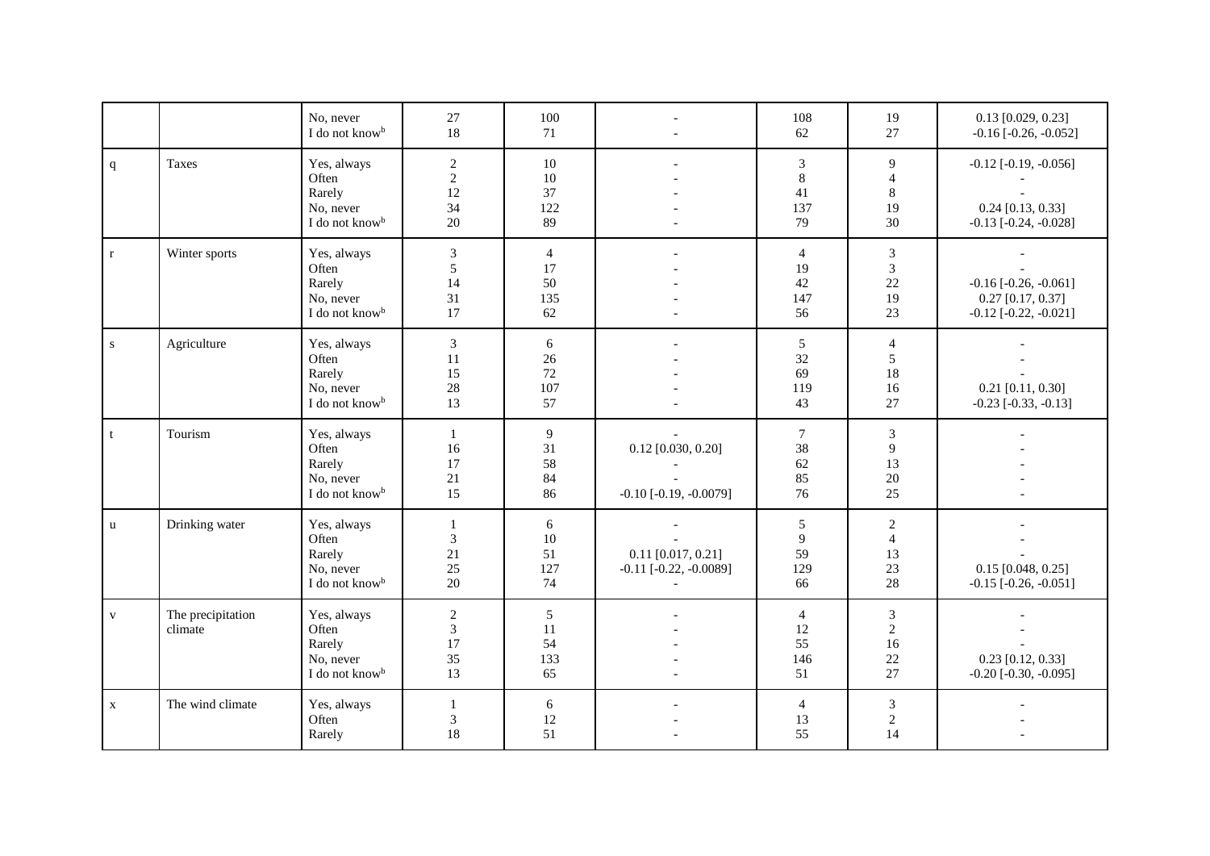| | | | | | | | | |
|---|---|---|---|---|---|---|---|---|
| | | No, never | 27 | 100 | - | 108 | 19 | 0.13 [0.029, 0.23] |
| | | I do not know[b] | 18 | 71 | - | 62 | 27 | -0.16 [-0.26, -0.052] |
| q | Taxes | Yes, always | 2 | 10 | - | 3 | 9 | -0.12 [-0.19, -0.056] |
| | | Often | 2 | 10 | - | 8 | 4 | - |
| | | Rarely | 12 | 37 | - | 41 | 8 | - |
| | | No, never | 34 | 122 | - | 137 | 19 | 0.24 [0.13, 0.33] |
| | | I do not know[b] | 20 | 89 | - | 79 | 30 | -0.13 [-0.24, -0.028] |
| r | Winter sports | Yes, always | 3 | 4 | - | 4 | 3 | - |
| | | Often | 5 | 17 | - | 19 | 3 | - |
| | | Rarely | 14 | 50 | - | 42 | 22 | -0.16 [-0.26, -0.061] |
| | | No, never | 31 | 135 | - | 147 | 19 | 0.27 [0.17, 0.37] |
| | | I do not know[b] | 17 | 62 | - | 56 | 23 | -0.12 [-0.22, -0.021] |
| s | Agriculture | Yes, always | 3 | 6 | - | 5 | 4 | - |
| | | Often | 11 | 26 | - | 32 | 5 | - |
| | | Rarely | 15 | 72 | - | 69 | 18 | - |
| | | No, never | 28 | 107 | - | 119 | 16 | 0.21 [0.11, 0.30] |
| | | I do not know[b] | 13 | 57 | - | 43 | 27 | -0.23 [-0.33, -0.13] |
| t | Tourism | Yes, always | 1 | 9 | - | 7 | 3 | - |
| | | Often | 16 | 31 | 0.12 [0.030, 0.20] | 38 | 9 | - |
| | | Rarely | 17 | 58 | - | 62 | 13 | - |
| | | No, never | 21 | 84 | - | 85 | 20 | - |
| | | I do not know[b] | 15 | 86 | -0.10 [-0.19, -0.0079] | 76 | 25 | - |
| u | Drinking water | Yes, always | 1 | 6 | - | 5 | 2 | - |
| | | Often | 3 | 10 | - | 9 | 4 | - |
| | | Rarely | 21 | 51 | 0.11 [0.017, 0.21] | 59 | 13 | - |
| | | No, never | 25 | 127 | -0.11 [-0.22, -0.0089] | 129 | 23 | 0.15 [0.048, 0.25] |
| | | I do not know[b] | 20 | 74 | - | 66 | 28 | -0.15 [-0.26, -0.051] |
| v | The precipitation climate | Yes, always | 2 | 5 | - | 4 | 3 | - |
| | | Often | 3 | 11 | - | 12 | 2 | - |
| | | Rarely | 17 | 54 | - | 55 | 16 | - |
| | | No, never | 35 | 133 | - | 146 | 22 | 0.23 [0.12, 0.33] |
| | | I do not know[b] | 13 | 65 | - | 51 | 27 | -0.20 [-0.30, -0.095] |
| x | The wind climate | Yes, always | 1 | 6 | - | 4 | 3 | - |
| | | Often | 3 | 12 | - | 13 | 2 | - |
| | | Rarely | 18 | 51 | - | 55 | 14 | - |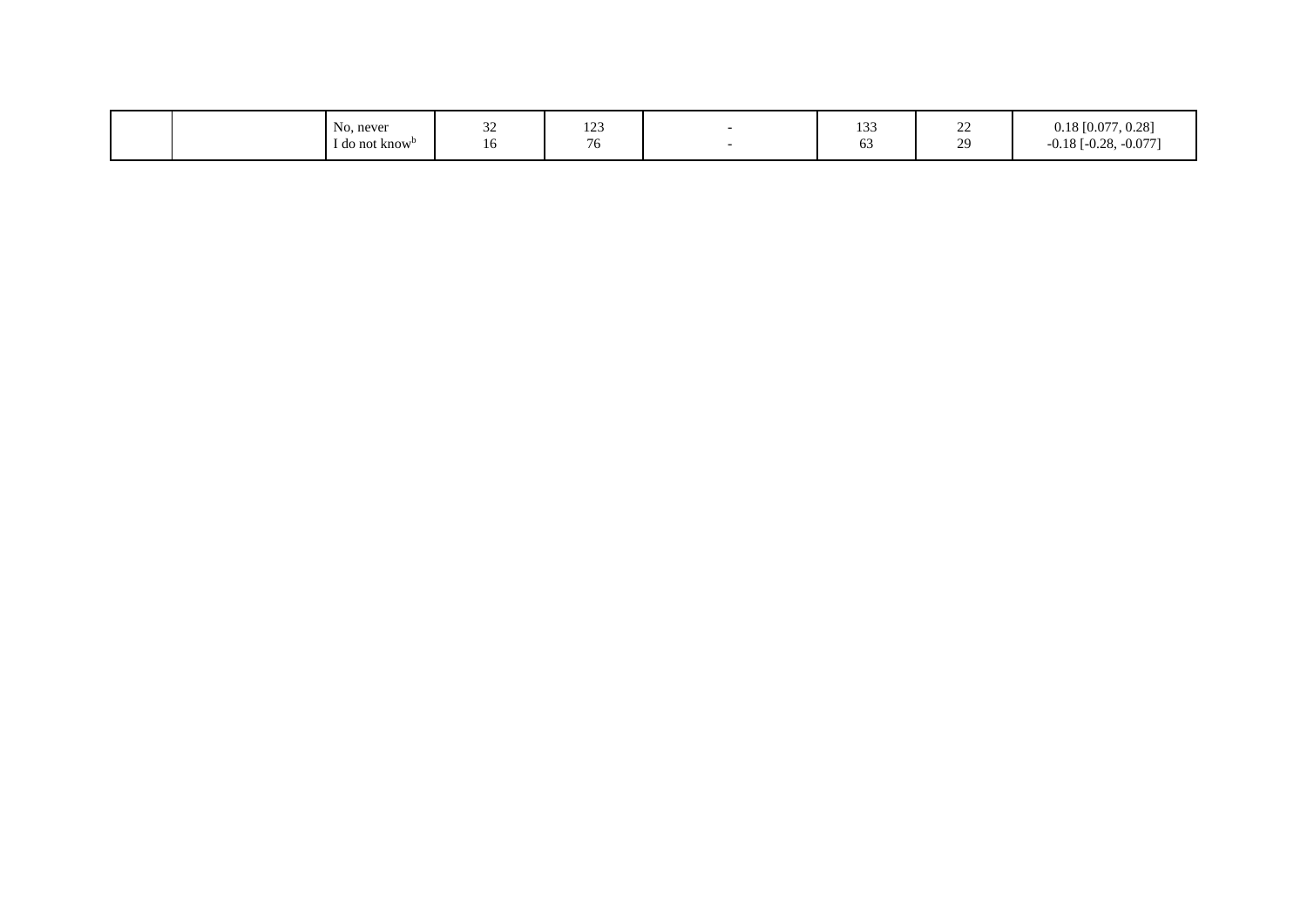| | | | | | | | | |
|---|---|---|---|---|---|---|---|---|
| | | No, never<br>I do not know[b] | 32<br>16 | 123<br>76 | -<br>- | 133<br>63 | 22<br>29 | 0.18 [0.077, 0.28]<br>-0.18 [-0.28, -0.077] |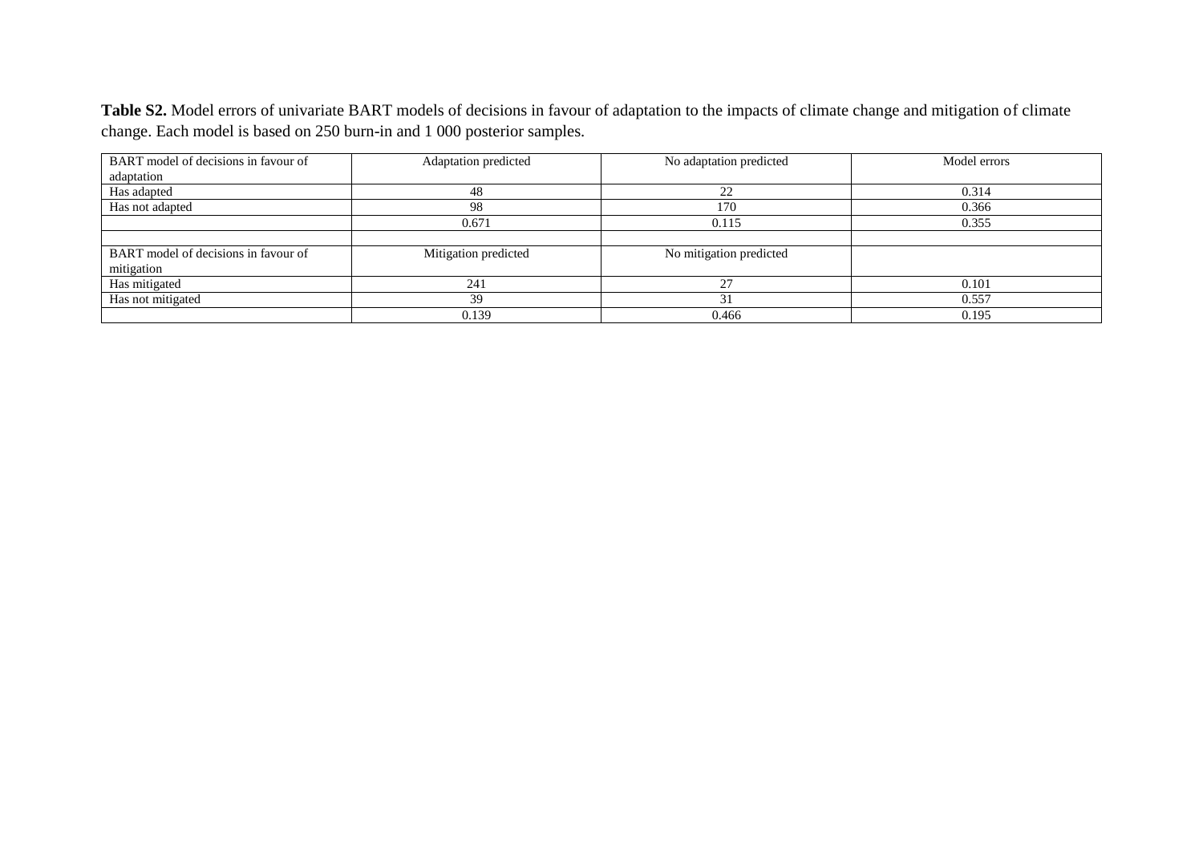**Table S2.** Model errors of univariate BART models of decisions in favour of adaptation to the impacts of climate change and mitigation of climate change. Each model is based on 250 burn-in and 1 000 posterior samples.

| BART model of decisions in favour of adaptation | Adaptation predicted | No adaptation predicted | Model errors |
|---|---|---|---|
| Has adapted | 48 | 22 | 0.314 |
| Has not adapted | 98 | 170 | 0.366 |
| | 0.671 | 0.115 | 0.355 |
| | | | |
| BART model of decisions in favour of mitigation | Mitigation predicted | No mitigation predicted | |
| Has mitigated | 241 | 27 | 0.101 |
| Has not mitigated | 39 | 31 | 0.557 |
| | 0.139 | 0.466 | 0.195 |